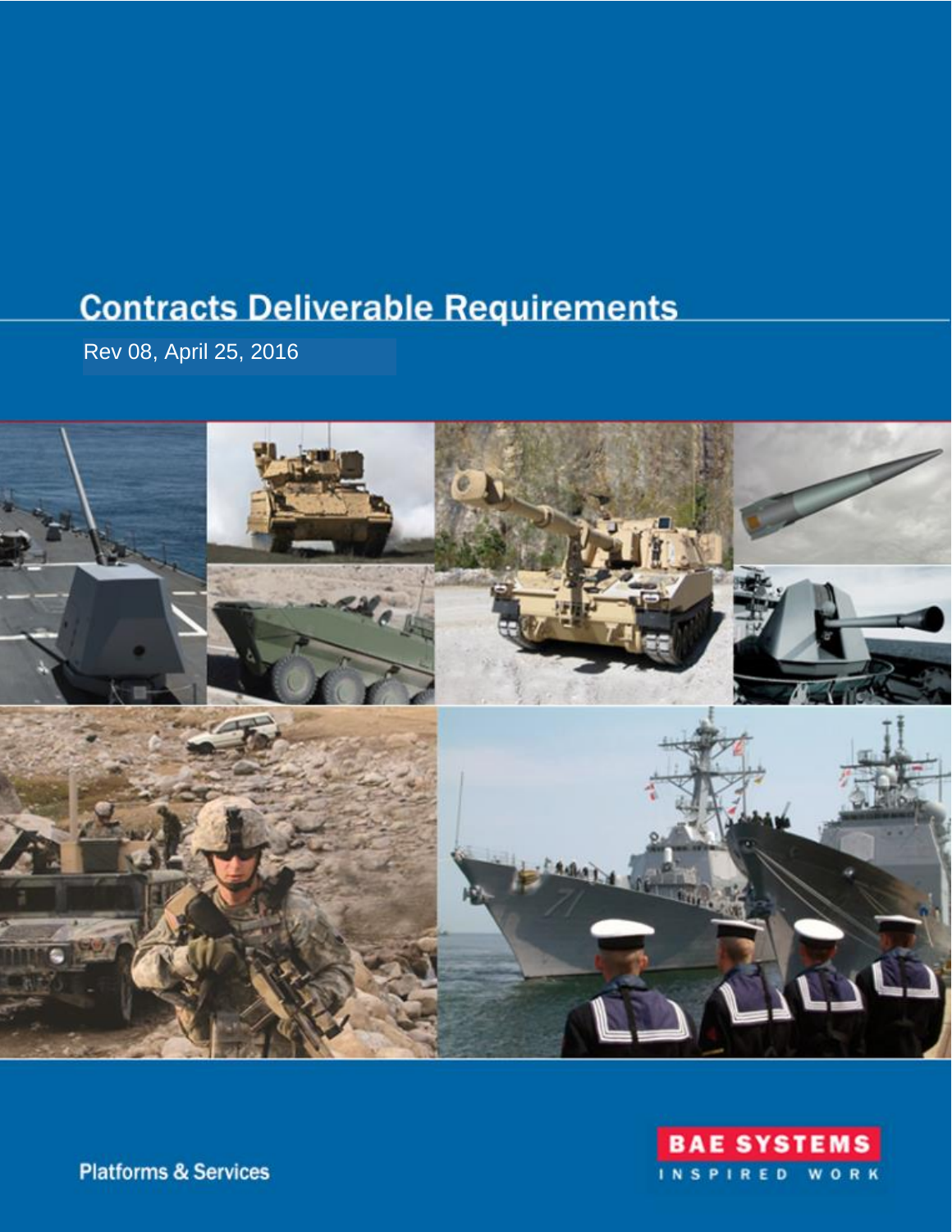# Contracts Deliverable Requirements

Rev 08, April 25, 2016

Platforms & Services

BAE SYSTEMS

INSPIRED WORK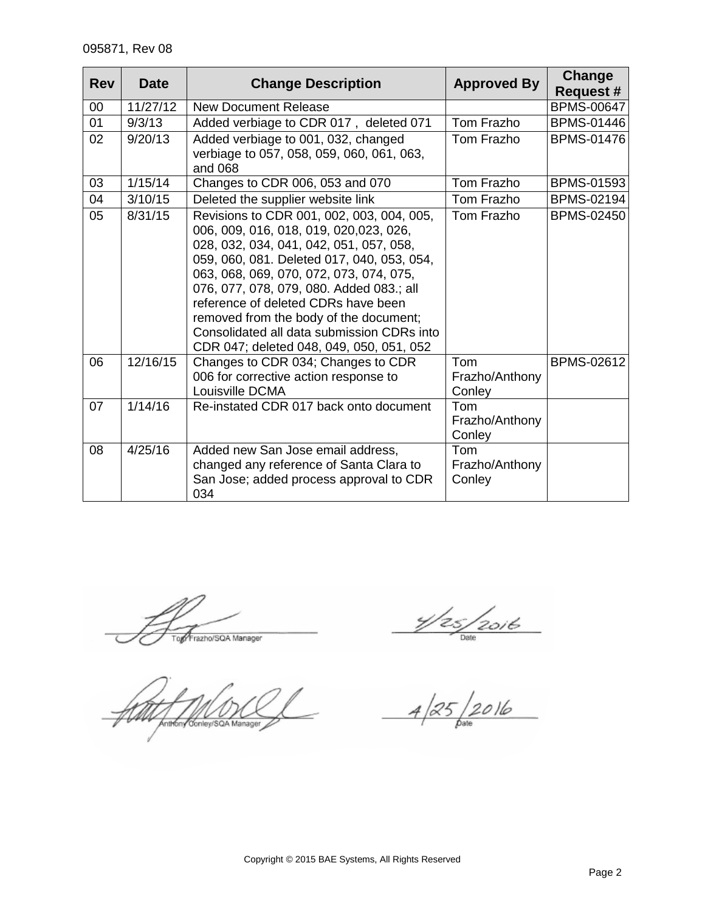095871, Rev 08

| Rev | Date | Change Description | Approved By | Change Request # |
|---|---|---|---|---|
| 00 | 11/27/12 | New Document Release | | BPMS-00647 |
| 01 | 9/3/13 | Added verbiage to CDR 017 , deleted 071 | Tom Frazho | BPMS-01446 |
| 02 | 9/20/13 | Added verbiage to 001, 032, changed verbiage to 057, 058, 059, 060, 061, 063, and 068 | Tom Frazho | BPMS-01476 |
| 03 | 1/15/14 | Changes to CDR 006, 053 and 070 | Tom Frazho | BPMS-01593 |
| 04 | 3/10/15 | Deleted the supplier website link | Tom Frazho | BPMS-02194 |
| 05 | 8/31/15 | Revisions to CDR 001, 002, 003, 004, 005, 006, 009, 016, 018, 019, 020,023, 026, 028, 032, 034, 041, 042, 051, 057, 058, 059, 060, 081. Deleted 017, 040, 053, 054, 063, 068, 069, 070, 072, 073, 074, 075, 076, 077, 078, 079, 080. Added 083.; all reference of deleted CDRs have been removed from the body of the document; Consolidated all data submission CDRs into CDR 047; deleted 048, 049, 050, 051, 052 | Tom Frazho | BPMS-02450 |
| 06 | 12/16/15 | Changes to CDR 034; Changes to CDR 006 for corrective action response to Louisville DCMA | Tom Frazho/Anthony Conley | BPMS-02612 |
| 07 | 1/14/16 | Re-instated CDR 017 back onto document | Tom Frazho/Anthony Conley | |
| 08 | 4/25/16 | Added new San Jose email address, changed any reference of Santa Clara to San Jose; added process approval to CDR 034 | Tom Frazho/Anthony Conley | |

Tom Frazho/SQA Manager — Date: 4/25/2016

Anthony Conley/SQA Manager — Date: 4/25/2016

Copyright © 2015 BAE Systems, All Rights Reserved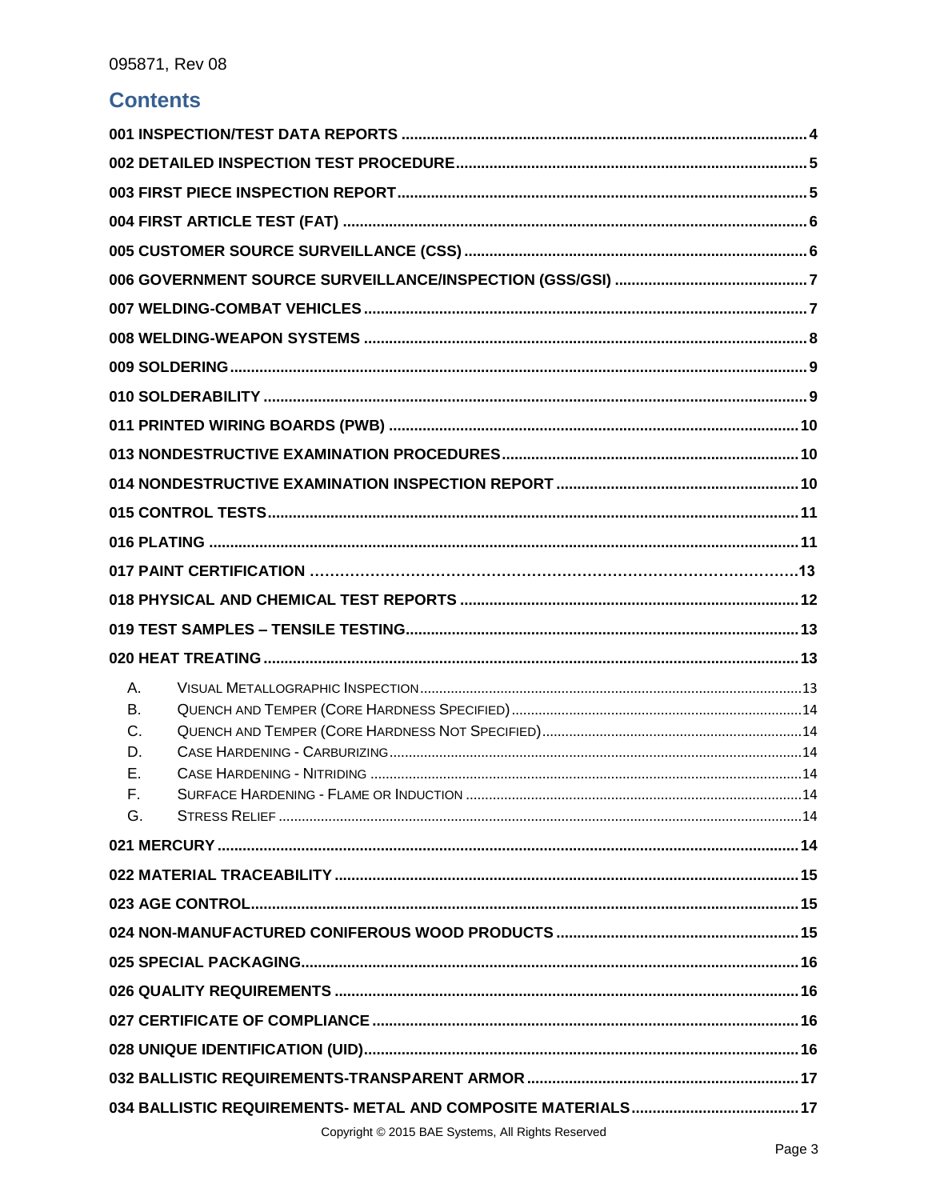## Contents

- 001 INSPECTION/TEST DATA REPORTS .......... 4
- 002 DETAILED INSPECTION TEST PROCEDURE .......... 5
- 003 FIRST PIECE INSPECTION REPORT .......... 5
- 004 FIRST ARTICLE TEST (FAT) .......... 6
- 005 CUSTOMER SOURCE SURVEILLANCE (CSS) .......... 6
- 006 GOVERNMENT SOURCE SURVEILLANCE/INSPECTION (GSS/GSI) .......... 7
- 007 WELDING-COMBAT VEHICLES .......... 7
- 008 WELDING-WEAPON SYSTEMS .......... 8
- 009 SOLDERING .......... 9
- 010 SOLDERABILITY .......... 9
- 011 PRINTED WIRING BOARDS (PWB) .......... 10
- 013 NONDESTRUCTIVE EXAMINATION PROCEDURES .......... 10
- 014 NONDESTRUCTIVE EXAMINATION INSPECTION REPORT .......... 10
- 015 CONTROL TESTS .......... 11
- 016 PLATING .......... 11
- 017 PAINT CERTIFICATION .......... 13
- 018 PHYSICAL AND CHEMICAL TEST REPORTS .......... 12
- 019 TEST SAMPLES – TENSILE TESTING .......... 13
- 020 HEAT TREATING .......... 13
  - A. VISUAL METALLOGRAPHIC INSPECTION .......... 13
  - B. QUENCH AND TEMPER (CORE HARDNESS SPECIFIED) .......... 14
  - C. QUENCH AND TEMPER (CORE HARDNESS NOT SPECIFIED) .......... 14
  - D. CASE HARDENING - CARBURIZING .......... 14
  - E. CASE HARDENING - NITRIDING .......... 14
  - F. SURFACE HARDENING - FLAME OR INDUCTION .......... 14
  - G. STRESS RELIEF .......... 14
- 021 MERCURY .......... 14
- 022 MATERIAL TRACEABILITY .......... 15
- 023 AGE CONTROL .......... 15
- 024 NON-MANUFACTURED CONIFEROUS WOOD PRODUCTS .......... 15
- 025 SPECIAL PACKAGING .......... 16
- 026 QUALITY REQUIREMENTS .......... 16
- 027 CERTIFICATE OF COMPLIANCE .......... 16
- 028 UNIQUE IDENTIFICATION (UID) .......... 16
- 032 BALLISTIC REQUIREMENTS-TRANSPARENT ARMOR .......... 17
- 034 BALLISTIC REQUIREMENTS- METAL AND COMPOSITE MATERIALS .......... 17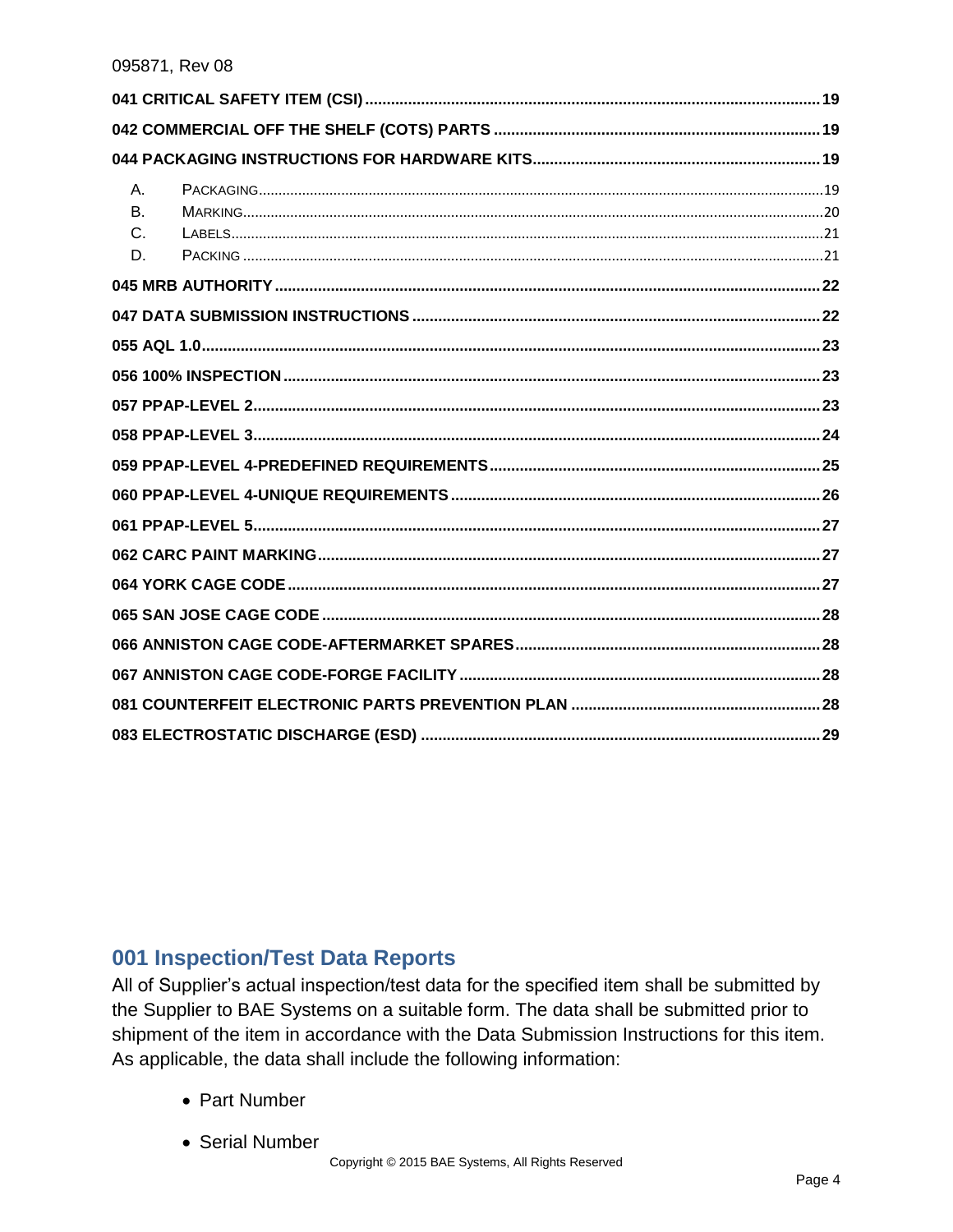**041 CRITICAL SAFETY ITEM (CSI)** .......... 19

**042 COMMERCIAL OFF THE SHELF (COTS) PARTS** .......... 19

**044 PACKAGING INSTRUCTIONS FOR HARDWARE KITS** .......... 19

- A. PACKAGING .......... 19
- B. MARKING .......... 20
- C. LABELS .......... 21
- D. PACKING .......... 21

**045 MRB AUTHORITY** .......... 22

**047 DATA SUBMISSION INSTRUCTIONS** .......... 22

**055 AQL 1.0** .......... 23

**056 100% INSPECTION** .......... 23

**057 PPAP-LEVEL 2** .......... 23

**058 PPAP-LEVEL 3** .......... 24

**059 PPAP-LEVEL 4-PREDEFINED REQUIREMENTS** .......... 25

**060 PPAP-LEVEL 4-UNIQUE REQUIREMENTS** .......... 26

**061 PPAP-LEVEL 5** .......... 27

**062 CARC PAINT MARKING** .......... 27

**064 YORK CAGE CODE** .......... 27

**065 SAN JOSE CAGE CODE** .......... 28

**066 ANNISTON CAGE CODE-AFTERMARKET SPARES** .......... 28

**067 ANNISTON CAGE CODE-FORGE FACILITY** .......... 28

**081 COUNTERFEIT ELECTRONIC PARTS PREVENTION PLAN** .......... 28

**083 ELECTROSTATIC DISCHARGE (ESD)** .......... 29

## 001 Inspection/Test Data Reports

All of Supplier's actual inspection/test data for the specified item shall be submitted by the Supplier to BAE Systems on a suitable form. The data shall be submitted prior to shipment of the item in accordance with the Data Submission Instructions for this item. As applicable, the data shall include the following information:

- Part Number
- Serial Number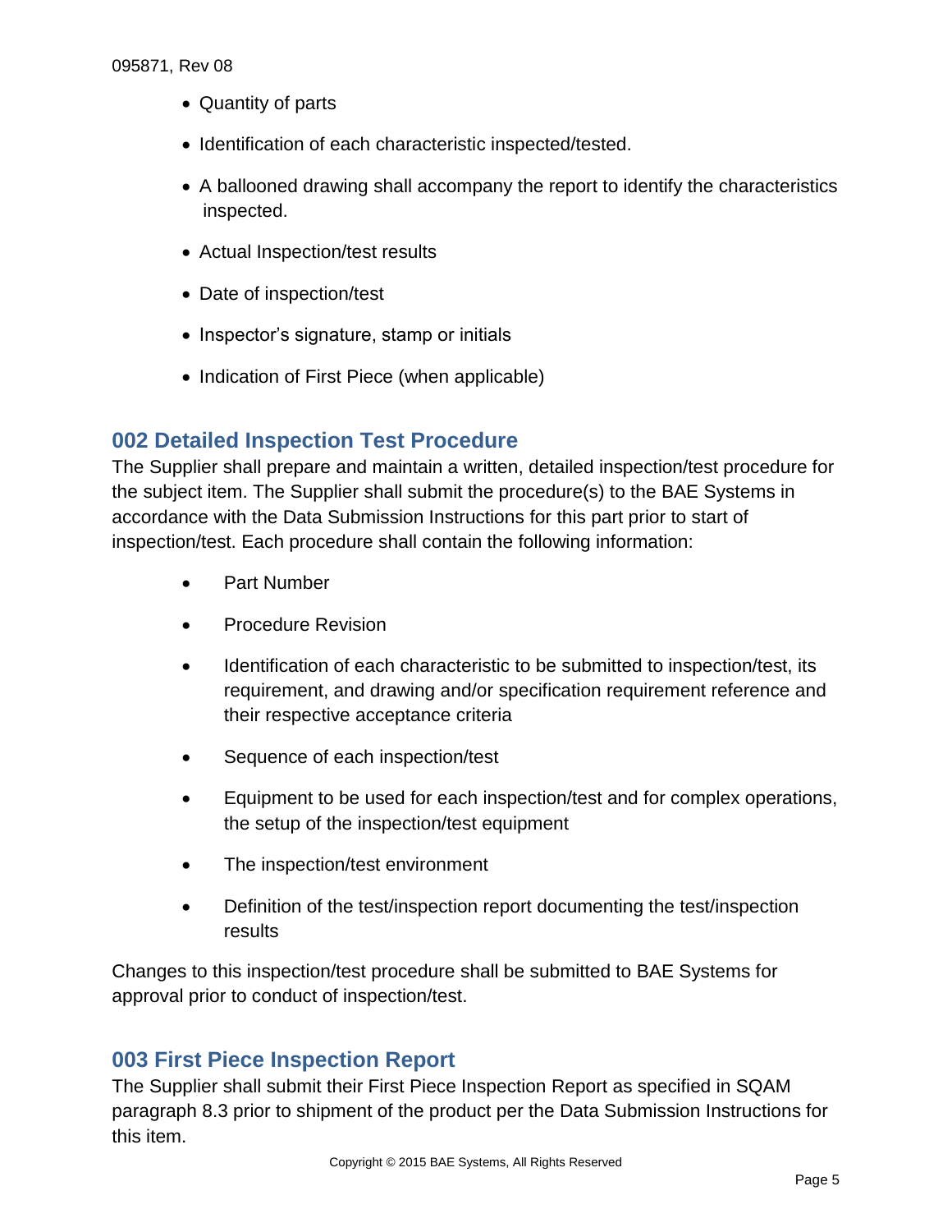- Quantity of parts
- Identification of each characteristic inspected/tested.
- A ballooned drawing shall accompany the report to identify the characteristics inspected.
- Actual Inspection/test results
- Date of inspection/test
- Inspector's signature, stamp or initials
- Indication of First Piece (when applicable)

## 002 Detailed Inspection Test Procedure

The Supplier shall prepare and maintain a written, detailed inspection/test procedure for the subject item. The Supplier shall submit the procedure(s) to the BAE Systems in accordance with the Data Submission Instructions for this part prior to start of inspection/test. Each procedure shall contain the following information:

- Part Number
- Procedure Revision
- Identification of each characteristic to be submitted to inspection/test, its requirement, and drawing and/or specification requirement reference and their respective acceptance criteria
- Sequence of each inspection/test
- Equipment to be used for each inspection/test and for complex operations, the setup of the inspection/test equipment
- The inspection/test environment
- Definition of the test/inspection report documenting the test/inspection results

Changes to this inspection/test procedure shall be submitted to BAE Systems for approval prior to conduct of inspection/test.

## 003 First Piece Inspection Report

The Supplier shall submit their First Piece Inspection Report as specified in SQAM paragraph 8.3 prior to shipment of the product per the Data Submission Instructions for this item.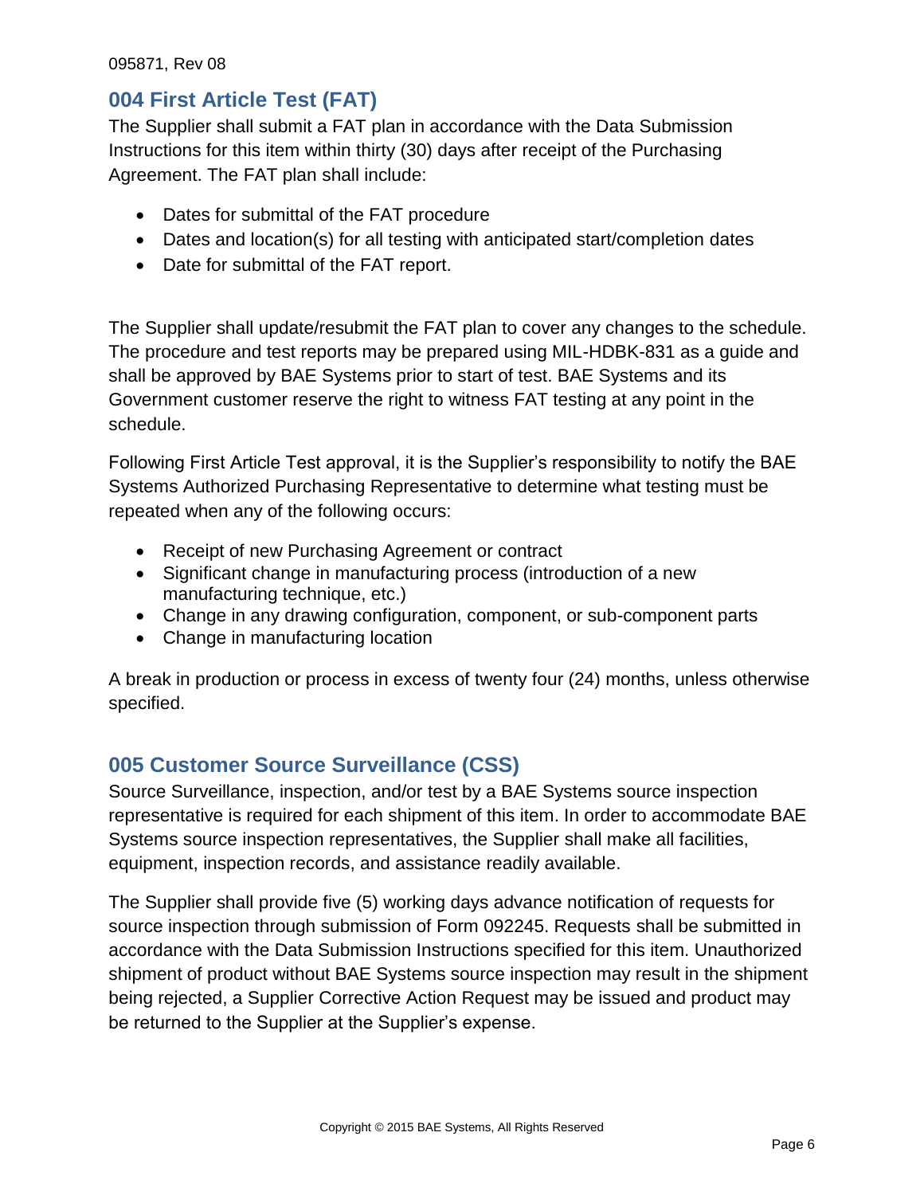## 004 First Article Test (FAT)

The Supplier shall submit a FAT plan in accordance with the Data Submission Instructions for this item within thirty (30) days after receipt of the Purchasing Agreement. The FAT plan shall include:

- Dates for submittal of the FAT procedure
- Dates and location(s) for all testing with anticipated start/completion dates
- Date for submittal of the FAT report.

The Supplier shall update/resubmit the FAT plan to cover any changes to the schedule. The procedure and test reports may be prepared using MIL-HDBK-831 as a guide and shall be approved by BAE Systems prior to start of test. BAE Systems and its Government customer reserve the right to witness FAT testing at any point in the schedule.

Following First Article Test approval, it is the Supplier's responsibility to notify the BAE Systems Authorized Purchasing Representative to determine what testing must be repeated when any of the following occurs:

- Receipt of new Purchasing Agreement or contract
- Significant change in manufacturing process (introduction of a new manufacturing technique, etc.)
- Change in any drawing configuration, component, or sub-component parts
- Change in manufacturing location

A break in production or process in excess of twenty four (24) months, unless otherwise specified.

## 005 Customer Source Surveillance (CSS)

Source Surveillance, inspection, and/or test by a BAE Systems source inspection representative is required for each shipment of this item. In order to accommodate BAE Systems source inspection representatives, the Supplier shall make all facilities, equipment, inspection records, and assistance readily available.

The Supplier shall provide five (5) working days advance notification of requests for source inspection through submission of Form 092245. Requests shall be submitted in accordance with the Data Submission Instructions specified for this item. Unauthorized shipment of product without BAE Systems source inspection may result in the shipment being rejected, a Supplier Corrective Action Request may be issued and product may be returned to the Supplier at the Supplier's expense.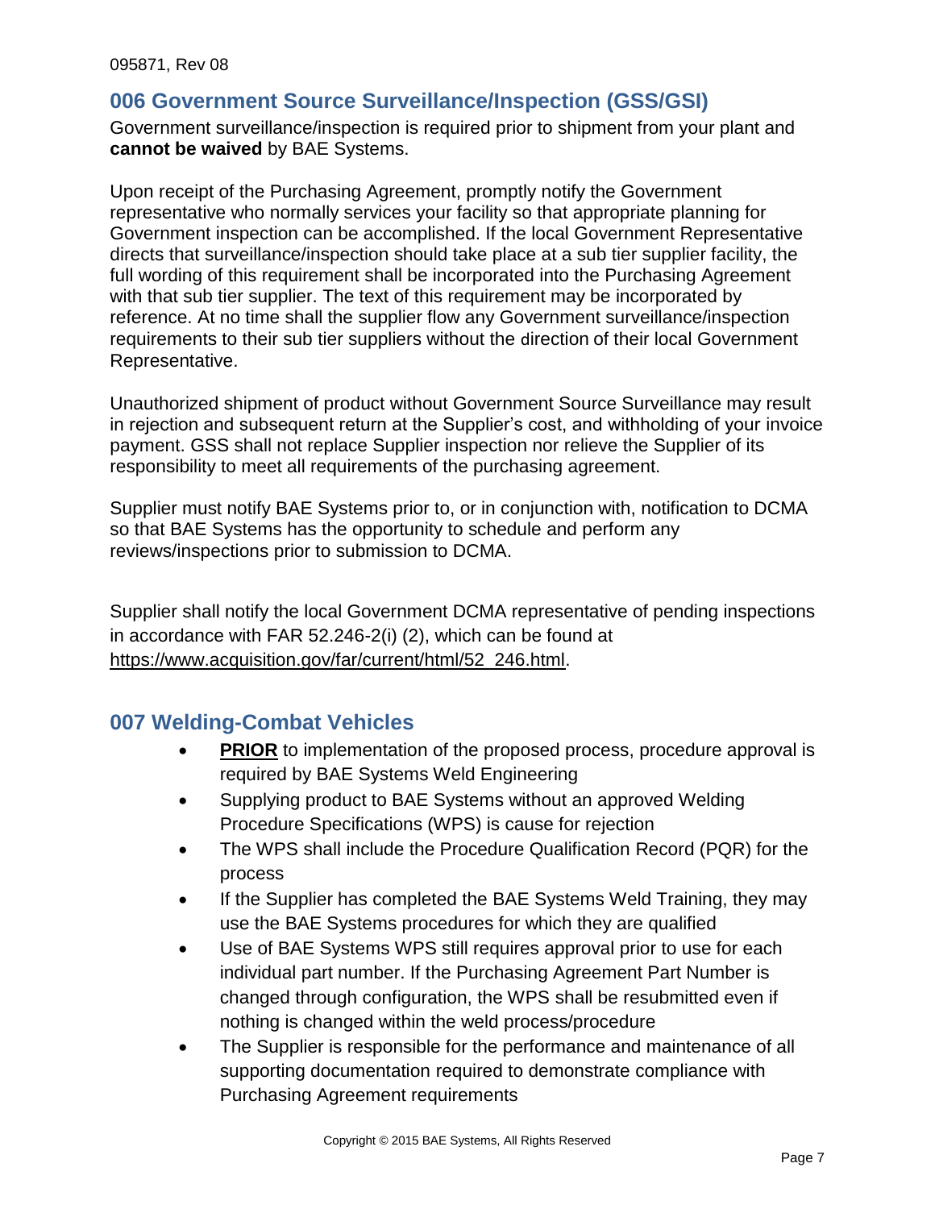## 006 Government Source Surveillance/Inspection (GSS/GSI)

Government surveillance/inspection is required prior to shipment from your plant and **cannot be waived** by BAE Systems.

Upon receipt of the Purchasing Agreement, promptly notify the Government representative who normally services your facility so that appropriate planning for Government inspection can be accomplished. If the local Government Representative directs that surveillance/inspection should take place at a sub tier supplier facility, the full wording of this requirement shall be incorporated into the Purchasing Agreement with that sub tier supplier. The text of this requirement may be incorporated by reference. At no time shall the supplier flow any Government surveillance/inspection requirements to their sub tier suppliers without the direction of their local Government Representative.

Unauthorized shipment of product without Government Source Surveillance may result in rejection and subsequent return at the Supplier's cost, and withholding of your invoice payment. GSS shall not replace Supplier inspection nor relieve the Supplier of its responsibility to meet all requirements of the purchasing agreement.

Supplier must notify BAE Systems prior to, or in conjunction with, notification to DCMA so that BAE Systems has the opportunity to schedule and perform any reviews/inspections prior to submission to DCMA.

Supplier shall notify the local Government DCMA representative of pending inspections in accordance with FAR 52.246-2(i) (2), which can be found at https://www.acquisition.gov/far/current/html/52_246.html.

## 007 Welding-Combat Vehicles

- **PRIOR** to implementation of the proposed process, procedure approval is required by BAE Systems Weld Engineering
- Supplying product to BAE Systems without an approved Welding Procedure Specifications (WPS) is cause for rejection
- The WPS shall include the Procedure Qualification Record (PQR) for the process
- If the Supplier has completed the BAE Systems Weld Training, they may use the BAE Systems procedures for which they are qualified
- Use of BAE Systems WPS still requires approval prior to use for each individual part number. If the Purchasing Agreement Part Number is changed through configuration, the WPS shall be resubmitted even if nothing is changed within the weld process/procedure
- The Supplier is responsible for the performance and maintenance of all supporting documentation required to demonstrate compliance with Purchasing Agreement requirements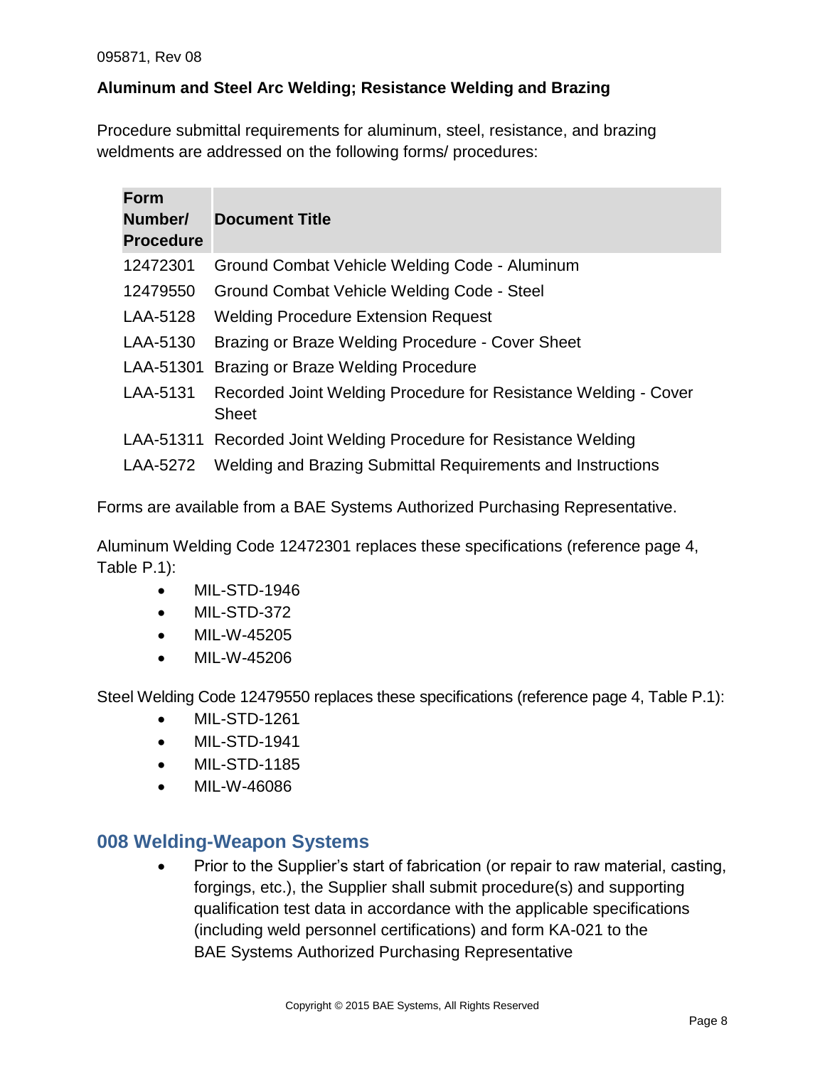**Aluminum and Steel Arc Welding; Resistance Welding and Brazing**

Procedure submittal requirements for aluminum, steel, resistance, and brazing weldments are addressed on the following forms/ procedures:

| Form Number/ Procedure | Document Title |
|---|---|
| 12472301 | Ground Combat Vehicle Welding Code - Aluminum |
| 12479550 | Ground Combat Vehicle Welding Code - Steel |
| LAA-5128 | Welding Procedure Extension Request |
| LAA-5130 | Brazing or Braze Welding Procedure - Cover Sheet |
| LAA-51301 | Brazing or Braze Welding Procedure |
| LAA-5131 | Recorded Joint Welding Procedure for Resistance Welding - Cover Sheet |
| LAA-51311 | Recorded Joint Welding Procedure for Resistance Welding |
| LAA-5272 | Welding and Brazing Submittal Requirements and Instructions |

Forms are available from a BAE Systems Authorized Purchasing Representative.

Aluminum Welding Code 12472301 replaces these specifications (reference page 4, Table P.1):

- MIL-STD-1946
- MIL-STD-372
- MIL-W-45205
- MIL-W-45206

Steel Welding Code 12479550 replaces these specifications (reference page 4, Table P.1):

- MIL-STD-1261
- MIL-STD-1941
- MIL-STD-1185
- MIL-W-46086

## 008 Welding-Weapon Systems

- Prior to the Supplier's start of fabrication (or repair to raw material, casting, forgings, etc.), the Supplier shall submit procedure(s) and supporting qualification test data in accordance with the applicable specifications (including weld personnel certifications) and form KA-021 to the BAE Systems Authorized Purchasing Representative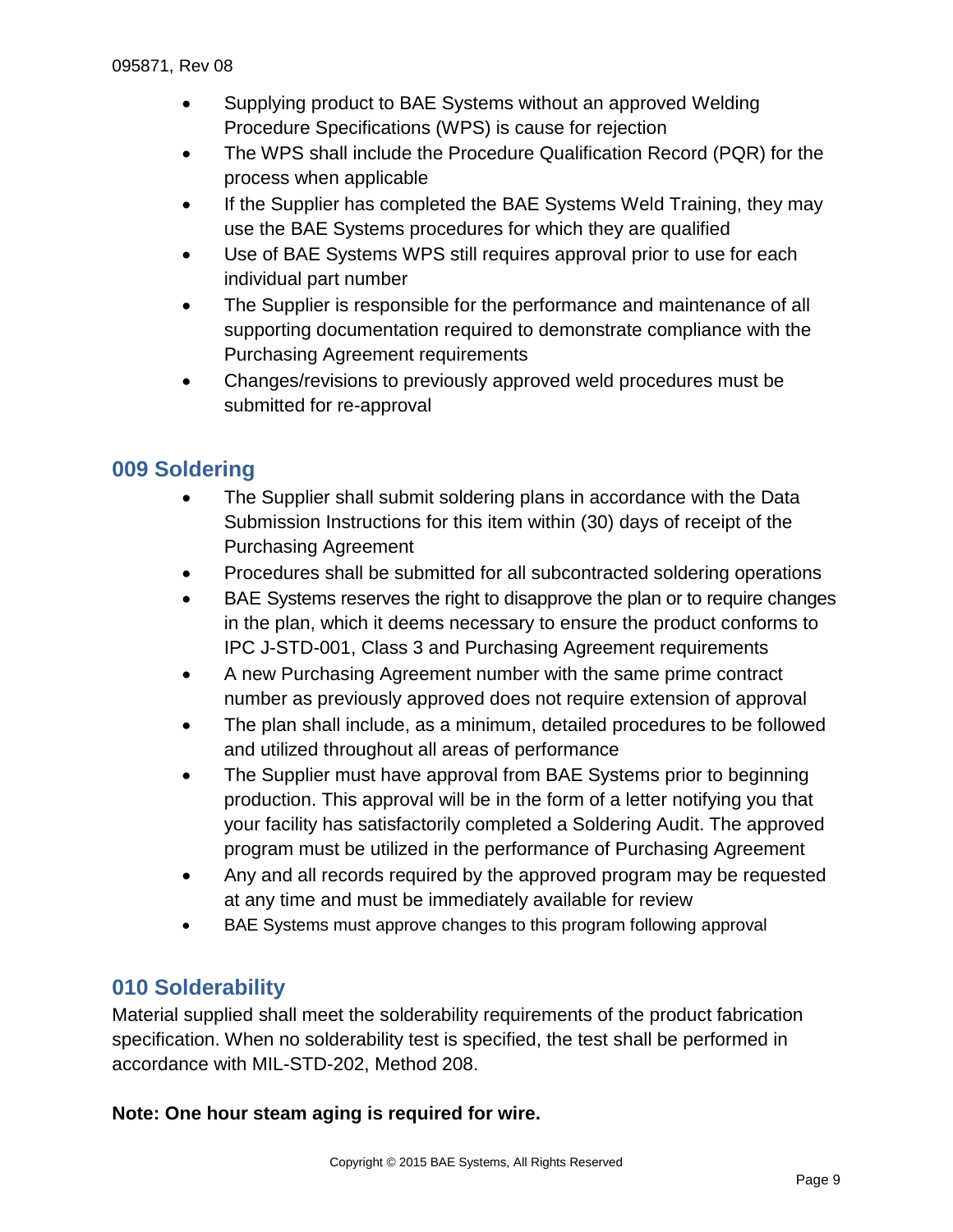- Supplying product to BAE Systems without an approved Welding Procedure Specifications (WPS) is cause for rejection
- The WPS shall include the Procedure Qualification Record (PQR) for the process when applicable
- If the Supplier has completed the BAE Systems Weld Training, they may use the BAE Systems procedures for which they are qualified
- Use of BAE Systems WPS still requires approval prior to use for each individual part number
- The Supplier is responsible for the performance and maintenance of all supporting documentation required to demonstrate compliance with the Purchasing Agreement requirements
- Changes/revisions to previously approved weld procedures must be submitted for re-approval

## 009 Soldering

- The Supplier shall submit soldering plans in accordance with the Data Submission Instructions for this item within (30) days of receipt of the Purchasing Agreement
- Procedures shall be submitted for all subcontracted soldering operations
- BAE Systems reserves the right to disapprove the plan or to require changes in the plan, which it deems necessary to ensure the product conforms to IPC J-STD-001, Class 3 and Purchasing Agreement requirements
- A new Purchasing Agreement number with the same prime contract number as previously approved does not require extension of approval
- The plan shall include, as a minimum, detailed procedures to be followed and utilized throughout all areas of performance
- The Supplier must have approval from BAE Systems prior to beginning production. This approval will be in the form of a letter notifying you that your facility has satisfactorily completed a Soldering Audit. The approved program must be utilized in the performance of Purchasing Agreement
- Any and all records required by the approved program may be requested at any time and must be immediately available for review
- BAE Systems must approve changes to this program following approval

## 010 Solderability

Material supplied shall meet the solderability requirements of the product fabrication specification. When no solderability test is specified, the test shall be performed in accordance with MIL-STD-202, Method 208.

**Note: One hour steam aging is required for wire.**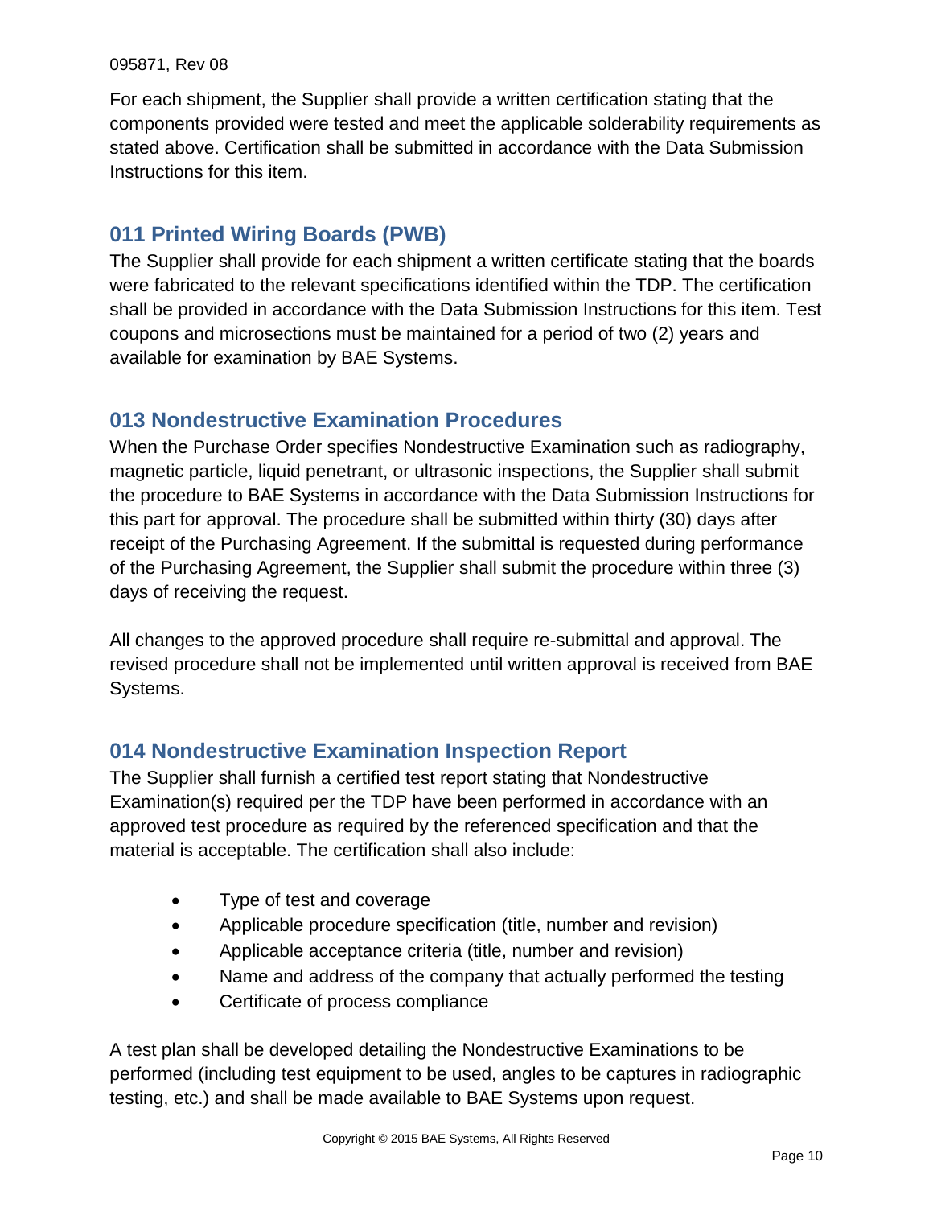For each shipment, the Supplier shall provide a written certification stating that the components provided were tested and meet the applicable solderability requirements as stated above. Certification shall be submitted in accordance with the Data Submission Instructions for this item.

## 011 Printed Wiring Boards (PWB)

The Supplier shall provide for each shipment a written certificate stating that the boards were fabricated to the relevant specifications identified within the TDP. The certification shall be provided in accordance with the Data Submission Instructions for this item. Test coupons and microsections must be maintained for a period of two (2) years and available for examination by BAE Systems.

## 013 Nondestructive Examination Procedures

When the Purchase Order specifies Nondestructive Examination such as radiography, magnetic particle, liquid penetrant, or ultrasonic inspections, the Supplier shall submit the procedure to BAE Systems in accordance with the Data Submission Instructions for this part for approval. The procedure shall be submitted within thirty (30) days after receipt of the Purchasing Agreement. If the submittal is requested during performance of the Purchasing Agreement, the Supplier shall submit the procedure within three (3) days of receiving the request.

All changes to the approved procedure shall require re-submittal and approval. The revised procedure shall not be implemented until written approval is received from BAE Systems.

## 014 Nondestructive Examination Inspection Report

The Supplier shall furnish a certified test report stating that Nondestructive Examination(s) required per the TDP have been performed in accordance with an approved test procedure as required by the referenced specification and that the material is acceptable. The certification shall also include:

- Type of test and coverage
- Applicable procedure specification (title, number and revision)
- Applicable acceptance criteria (title, number and revision)
- Name and address of the company that actually performed the testing
- Certificate of process compliance

A test plan shall be developed detailing the Nondestructive Examinations to be performed (including test equipment to be used, angles to be captures in radiographic testing, etc.) and shall be made available to BAE Systems upon request.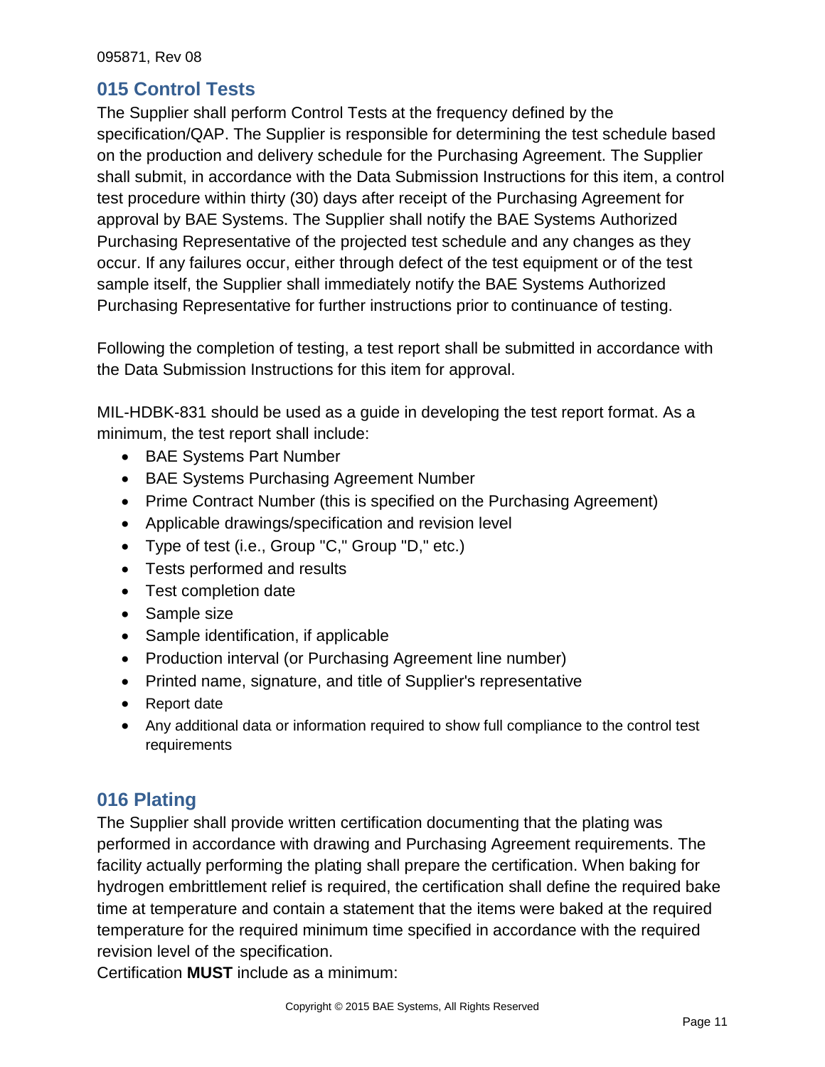## 015 Control Tests

The Supplier shall perform Control Tests at the frequency defined by the specification/QAP. The Supplier is responsible for determining the test schedule based on the production and delivery schedule for the Purchasing Agreement. The Supplier shall submit, in accordance with the Data Submission Instructions for this item, a control test procedure within thirty (30) days after receipt of the Purchasing Agreement for approval by BAE Systems. The Supplier shall notify the BAE Systems Authorized Purchasing Representative of the projected test schedule and any changes as they occur. If any failures occur, either through defect of the test equipment or of the test sample itself, the Supplier shall immediately notify the BAE Systems Authorized Purchasing Representative for further instructions prior to continuance of testing.

Following the completion of testing, a test report shall be submitted in accordance with the Data Submission Instructions for this item for approval.

MIL-HDBK-831 should be used as a guide in developing the test report format. As a minimum, the test report shall include:

- BAE Systems Part Number
- BAE Systems Purchasing Agreement Number
- Prime Contract Number (this is specified on the Purchasing Agreement)
- Applicable drawings/specification and revision level
- Type of test (i.e., Group "C," Group "D," etc.)
- Tests performed and results
- Test completion date
- Sample size
- Sample identification, if applicable
- Production interval (or Purchasing Agreement line number)
- Printed name, signature, and title of Supplier's representative
- Report date
- Any additional data or information required to show full compliance to the control test requirements

## 016 Plating

The Supplier shall provide written certification documenting that the plating was performed in accordance with drawing and Purchasing Agreement requirements. The facility actually performing the plating shall prepare the certification. When baking for hydrogen embrittlement relief is required, the certification shall define the required bake time at temperature and contain a statement that the items were baked at the required temperature for the required minimum time specified in accordance with the required revision level of the specification.
Certification **MUST** include as a minimum: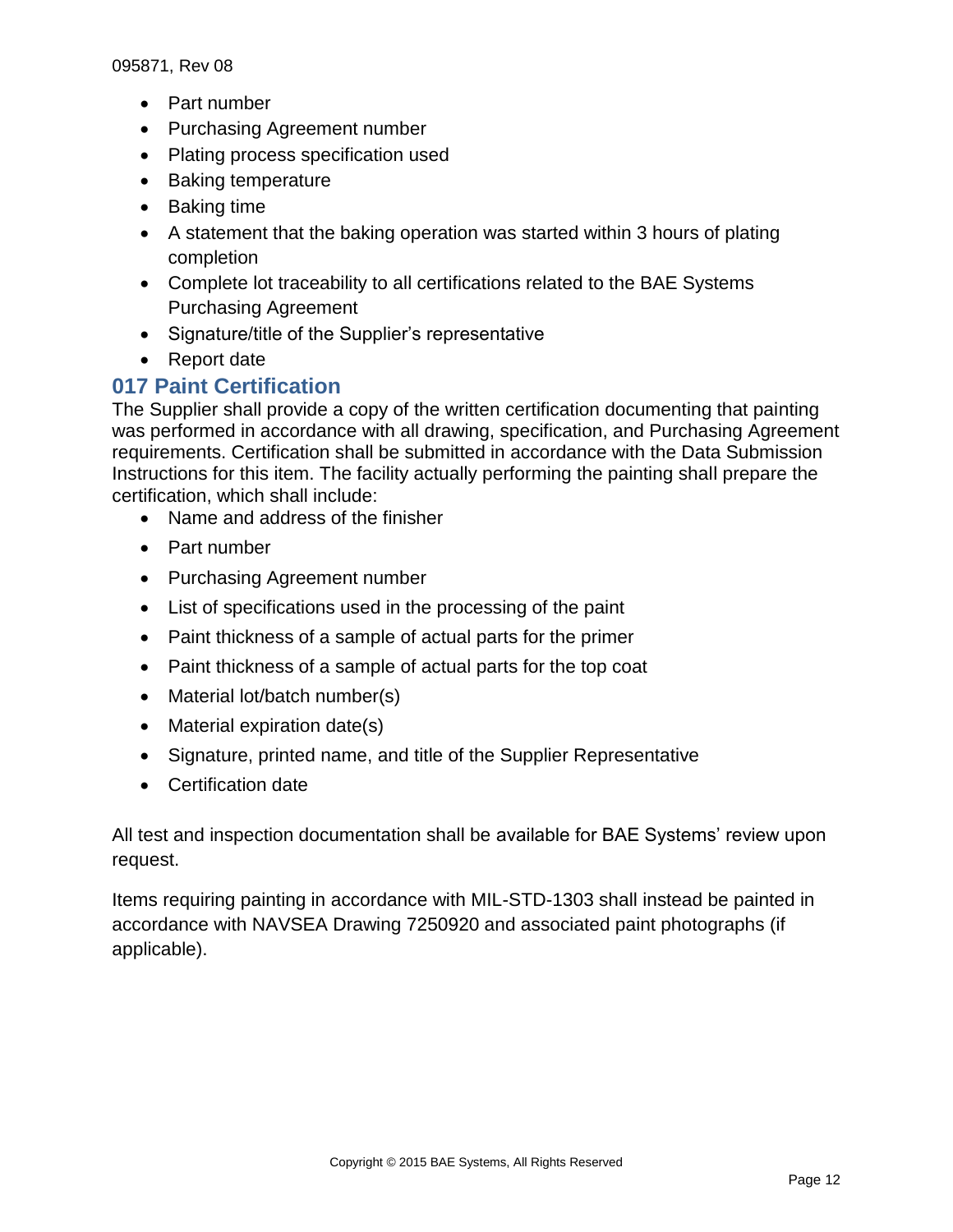- Part number
- Purchasing Agreement number
- Plating process specification used
- Baking temperature
- Baking time
- A statement that the baking operation was started within 3 hours of plating completion
- Complete lot traceability to all certifications related to the BAE Systems Purchasing Agreement
- Signature/title of the Supplier's representative
- Report date

## 017 Paint Certification

The Supplier shall provide a copy of the written certification documenting that painting was performed in accordance with all drawing, specification, and Purchasing Agreement requirements. Certification shall be submitted in accordance with the Data Submission Instructions for this item. The facility actually performing the painting shall prepare the certification, which shall include:

- Name and address of the finisher
- Part number
- Purchasing Agreement number
- List of specifications used in the processing of the paint
- Paint thickness of a sample of actual parts for the primer
- Paint thickness of a sample of actual parts for the top coat
- Material lot/batch number(s)
- Material expiration date(s)
- Signature, printed name, and title of the Supplier Representative
- Certification date

All test and inspection documentation shall be available for BAE Systems' review upon request.

Items requiring painting in accordance with MIL-STD-1303 shall instead be painted in accordance with NAVSEA Drawing 7250920 and associated paint photographs (if applicable).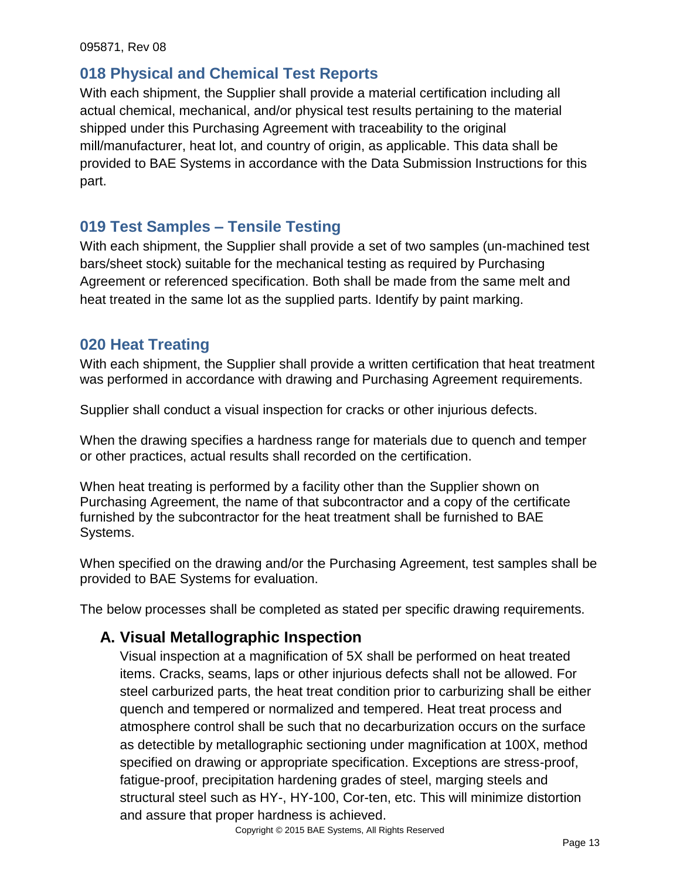## 018 Physical and Chemical Test Reports

With each shipment, the Supplier shall provide a material certification including all actual chemical, mechanical, and/or physical test results pertaining to the material shipped under this Purchasing Agreement with traceability to the original mill/manufacturer, heat lot, and country of origin, as applicable. This data shall be provided to BAE Systems in accordance with the Data Submission Instructions for this part.

## 019 Test Samples – Tensile Testing

With each shipment, the Supplier shall provide a set of two samples (un-machined test bars/sheet stock) suitable for the mechanical testing as required by Purchasing Agreement or referenced specification. Both shall be made from the same melt and heat treated in the same lot as the supplied parts. Identify by paint marking.

## 020 Heat Treating

With each shipment, the Supplier shall provide a written certification that heat treatment was performed in accordance with drawing and Purchasing Agreement requirements.

Supplier shall conduct a visual inspection for cracks or other injurious defects.

When the drawing specifies a hardness range for materials due to quench and temper or other practices, actual results shall recorded on the certification.

When heat treating is performed by a facility other than the Supplier shown on Purchasing Agreement, the name of that subcontractor and a copy of the certificate furnished by the subcontractor for the heat treatment shall be furnished to BAE Systems.

When specified on the drawing and/or the Purchasing Agreement, test samples shall be provided to BAE Systems for evaluation.

The below processes shall be completed as stated per specific drawing requirements.

### A. Visual Metallographic Inspection

Visual inspection at a magnification of 5X shall be performed on heat treated items. Cracks, seams, laps or other injurious defects shall not be allowed. For steel carburized parts, the heat treat condition prior to carburizing shall be either quench and tempered or normalized and tempered. Heat treat process and atmosphere control shall be such that no decarburization occurs on the surface as detectible by metallographic sectioning under magnification at 100X, method specified on drawing or appropriate specification. Exceptions are stress-proof, fatigue-proof, precipitation hardening grades of steel, marging steels and structural steel such as HY-, HY-100, Cor-ten, etc. This will minimize distortion and assure that proper hardness is achieved.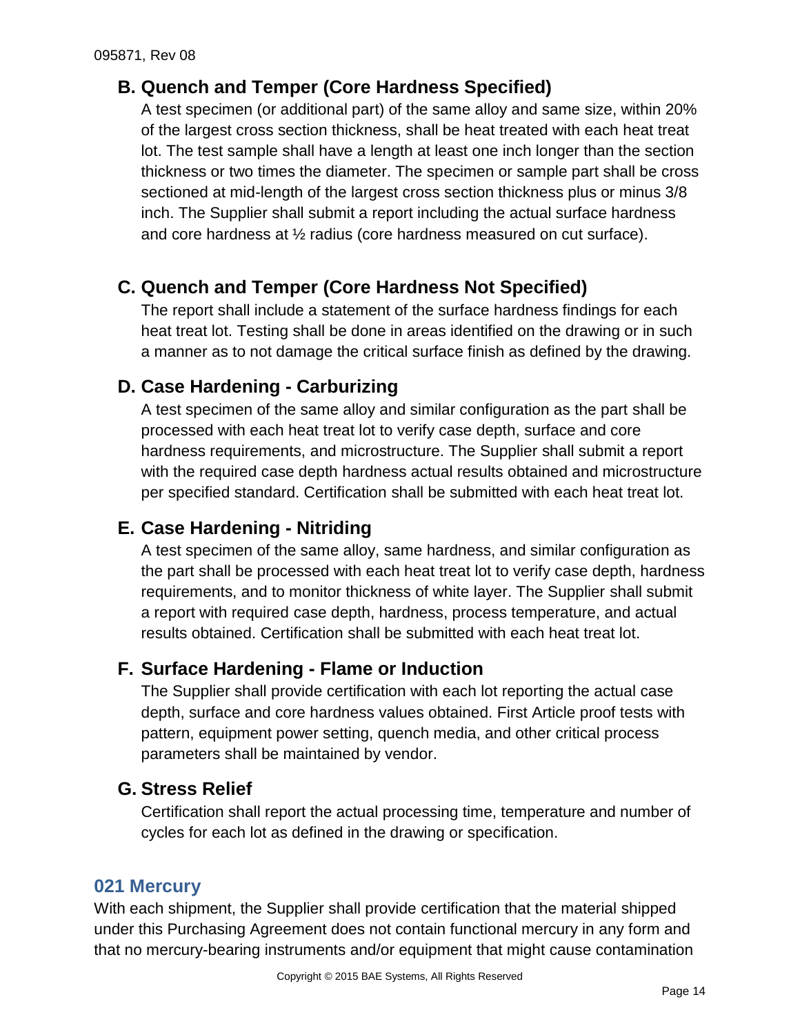### B. Quench and Temper (Core Hardness Specified)

A test specimen (or additional part) of the same alloy and same size, within 20% of the largest cross section thickness, shall be heat treated with each heat treat lot. The test sample shall have a length at least one inch longer than the section thickness or two times the diameter. The specimen or sample part shall be cross sectioned at mid-length of the largest cross section thickness plus or minus 3/8 inch. The Supplier shall submit a report including the actual surface hardness and core hardness at ½ radius (core hardness measured on cut surface).

### C. Quench and Temper (Core Hardness Not Specified)

The report shall include a statement of the surface hardness findings for each heat treat lot. Testing shall be done in areas identified on the drawing or in such a manner as to not damage the critical surface finish as defined by the drawing.

### D. Case Hardening - Carburizing

A test specimen of the same alloy and similar configuration as the part shall be processed with each heat treat lot to verify case depth, surface and core hardness requirements, and microstructure. The Supplier shall submit a report with the required case depth hardness actual results obtained and microstructure per specified standard. Certification shall be submitted with each heat treat lot.

### E. Case Hardening - Nitriding

A test specimen of the same alloy, same hardness, and similar configuration as the part shall be processed with each heat treat lot to verify case depth, hardness requirements, and to monitor thickness of white layer. The Supplier shall submit a report with required case depth, hardness, process temperature, and actual results obtained. Certification shall be submitted with each heat treat lot.

### F. Surface Hardening - Flame or Induction

The Supplier shall provide certification with each lot reporting the actual case depth, surface and core hardness values obtained. First Article proof tests with pattern, equipment power setting, quench media, and other critical process parameters shall be maintained by vendor.

### G. Stress Relief

Certification shall report the actual processing time, temperature and number of cycles for each lot as defined in the drawing or specification.

## 021 Mercury

With each shipment, the Supplier shall provide certification that the material shipped under this Purchasing Agreement does not contain functional mercury in any form and that no mercury-bearing instruments and/or equipment that might cause contamination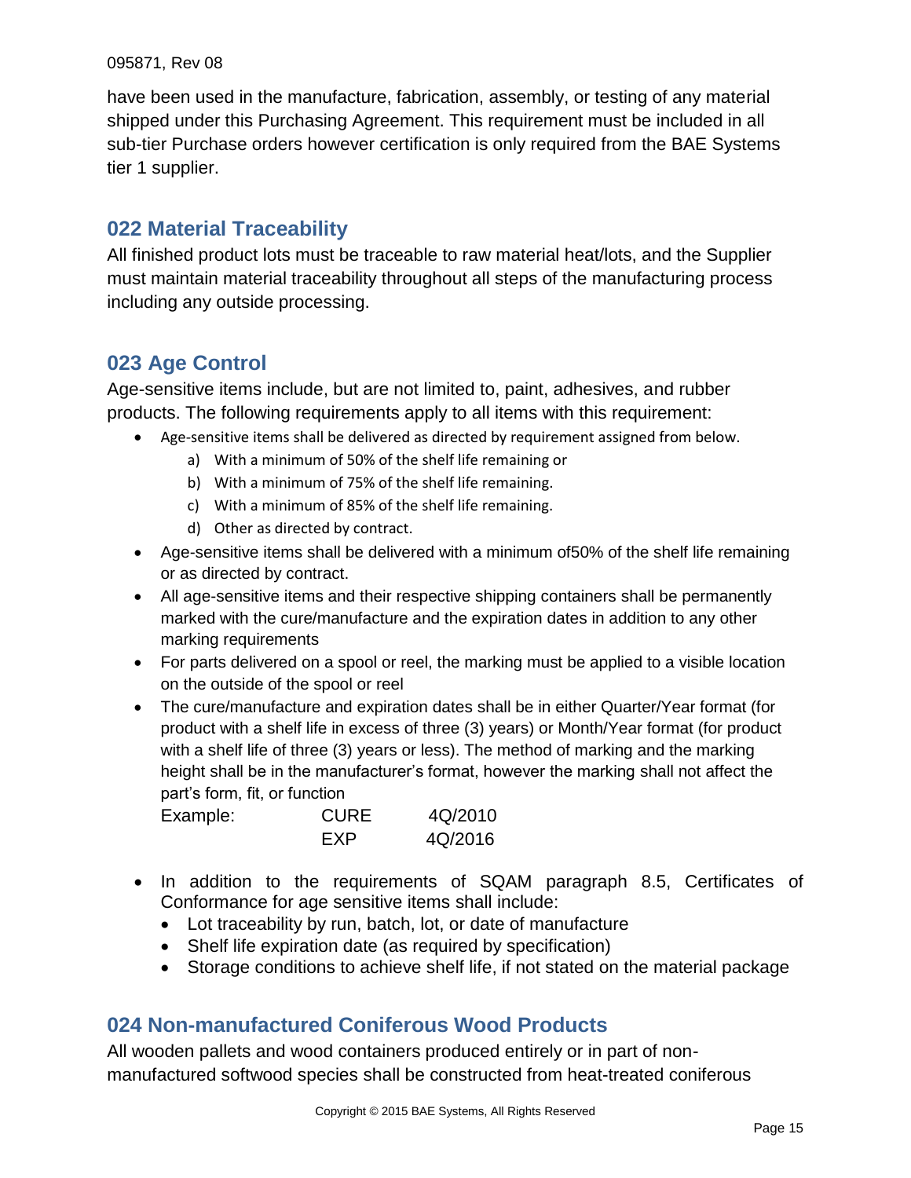have been used in the manufacture, fabrication, assembly, or testing of any material shipped under this Purchasing Agreement. This requirement must be included in all sub-tier Purchase orders however certification is only required from the BAE Systems tier 1 supplier.

## 022 Material Traceability

All finished product lots must be traceable to raw material heat/lots, and the Supplier must maintain material traceability throughout all steps of the manufacturing process including any outside processing.

## 023 Age Control

Age-sensitive items include, but are not limited to, paint, adhesives, and rubber products. The following requirements apply to all items with this requirement:

- Age-sensitive items shall be delivered as directed by requirement assigned from below.
  a) With a minimum of 50% of the shelf life remaining or
  b) With a minimum of 75% of the shelf life remaining.
  c) With a minimum of 85% of the shelf life remaining.
  d) Other as directed by contract.
- Age-sensitive items shall be delivered with a minimum of50% of the shelf life remaining or as directed by contract.
- All age-sensitive items and their respective shipping containers shall be permanently marked with the cure/manufacture and the expiration dates in addition to any other marking requirements
- For parts delivered on a spool or reel, the marking must be applied to a visible location on the outside of the spool or reel
- The cure/manufacture and expiration dates shall be in either Quarter/Year format (for product with a shelf life in excess of three (3) years) or Month/Year format (for product with a shelf life of three (3) years or less). The method of marking and the marking height shall be in the manufacturer's format, however the marking shall not affect the part's form, fit, or function

  Example: CURE 4Q/2010
  
  EXP 4Q/2016

- In addition to the requirements of SQAM paragraph 8.5, Certificates of Conformance for age sensitive items shall include:
  - Lot traceability by run, batch, lot, or date of manufacture
  - Shelf life expiration date (as required by specification)
  - Storage conditions to achieve shelf life, if not stated on the material package

## 024 Non-manufactured Coniferous Wood Products

All wooden pallets and wood containers produced entirely or in part of non-manufactured softwood species shall be constructed from heat-treated coniferous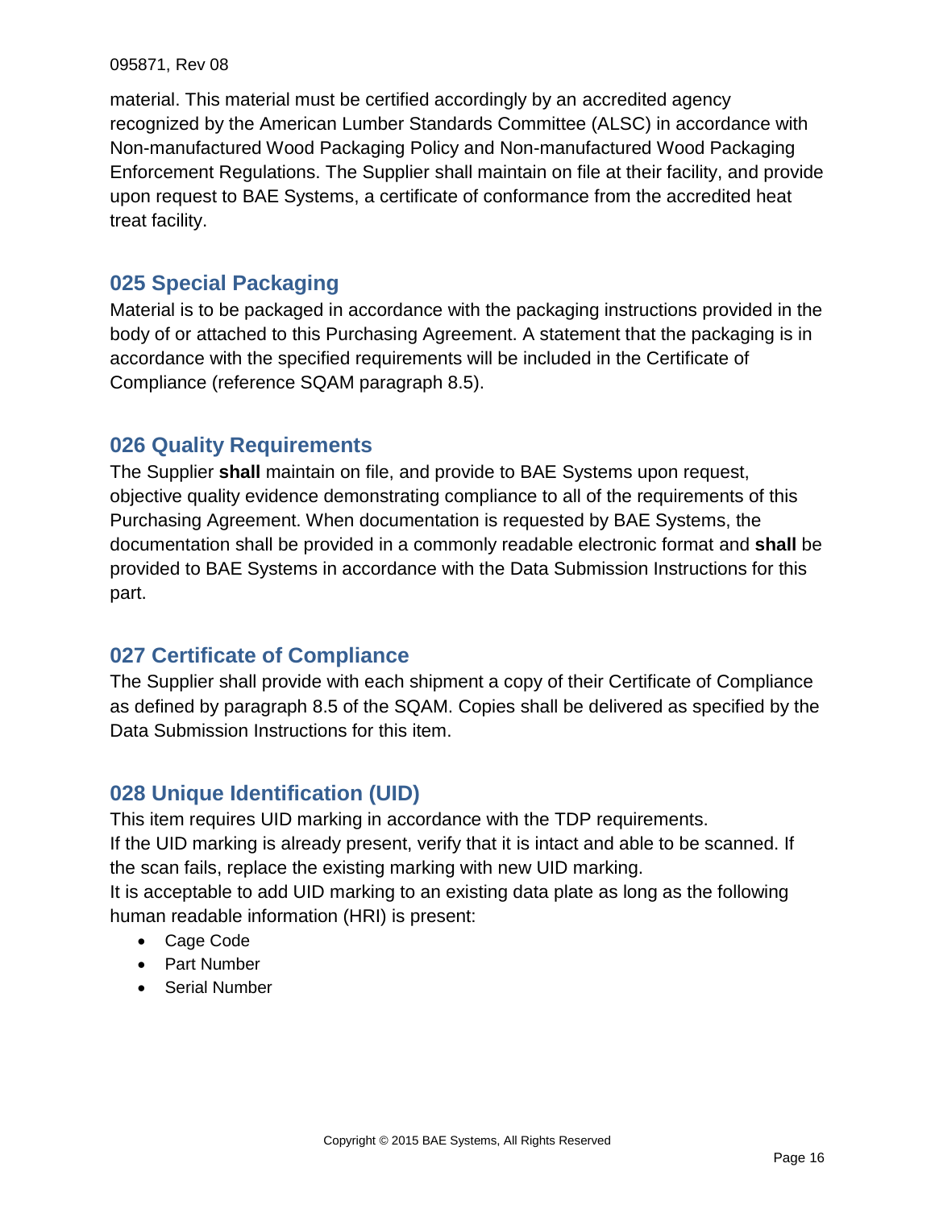material. This material must be certified accordingly by an accredited agency recognized by the American Lumber Standards Committee (ALSC) in accordance with Non-manufactured Wood Packaging Policy and Non-manufactured Wood Packaging Enforcement Regulations. The Supplier shall maintain on file at their facility, and provide upon request to BAE Systems, a certificate of conformance from the accredited heat treat facility.

## 025 Special Packaging

Material is to be packaged in accordance with the packaging instructions provided in the body of or attached to this Purchasing Agreement. A statement that the packaging is in accordance with the specified requirements will be included in the Certificate of Compliance (reference SQAM paragraph 8.5).

## 026 Quality Requirements

The Supplier **shall** maintain on file, and provide to BAE Systems upon request, objective quality evidence demonstrating compliance to all of the requirements of this Purchasing Agreement. When documentation is requested by BAE Systems, the documentation shall be provided in a commonly readable electronic format and **shall** be provided to BAE Systems in accordance with the Data Submission Instructions for this part.

## 027 Certificate of Compliance

The Supplier shall provide with each shipment a copy of their Certificate of Compliance as defined by paragraph 8.5 of the SQAM. Copies shall be delivered as specified by the Data Submission Instructions for this item.

## 028 Unique Identification (UID)

This item requires UID marking in accordance with the TDP requirements.
If the UID marking is already present, verify that it is intact and able to be scanned. If the scan fails, replace the existing marking with new UID marking.
It is acceptable to add UID marking to an existing data plate as long as the following human readable information (HRI) is present:

- Cage Code
- Part Number
- Serial Number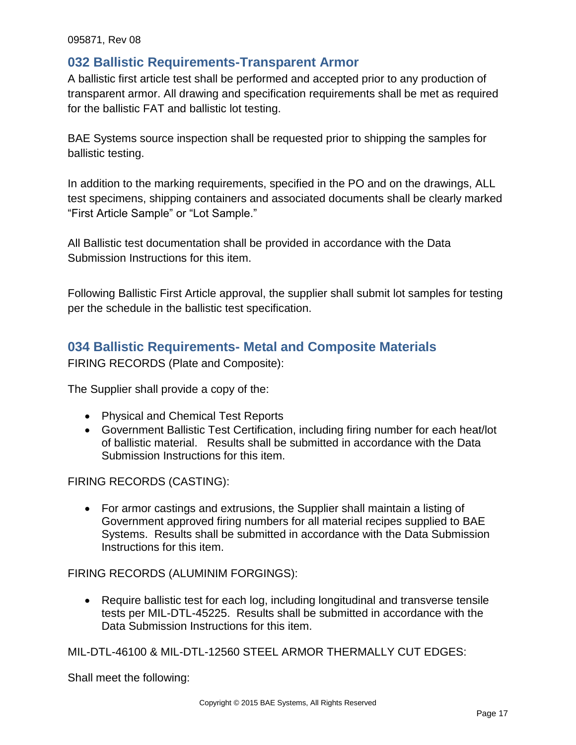## 032 Ballistic Requirements-Transparent Armor

A ballistic first article test shall be performed and accepted prior to any production of transparent armor. All drawing and specification requirements shall be met as required for the ballistic FAT and ballistic lot testing.

BAE Systems source inspection shall be requested prior to shipping the samples for ballistic testing.

In addition to the marking requirements, specified in the PO and on the drawings, ALL test specimens, shipping containers and associated documents shall be clearly marked "First Article Sample" or "Lot Sample."

All Ballistic test documentation shall be provided in accordance with the Data Submission Instructions for this item.

Following Ballistic First Article approval, the supplier shall submit lot samples for testing per the schedule in the ballistic test specification.

## 034 Ballistic Requirements- Metal and Composite Materials

FIRING RECORDS (Plate and Composite):

The Supplier shall provide a copy of the:

- Physical and Chemical Test Reports
- Government Ballistic Test Certification, including firing number for each heat/lot of ballistic material. Results shall be submitted in accordance with the Data Submission Instructions for this item.

FIRING RECORDS (CASTING):

- For armor castings and extrusions, the Supplier shall maintain a listing of Government approved firing numbers for all material recipes supplied to BAE Systems. Results shall be submitted in accordance with the Data Submission Instructions for this item.

FIRING RECORDS (ALUMINIM FORGINGS):

- Require ballistic test for each log, including longitudinal and transverse tensile tests per MIL-DTL-45225. Results shall be submitted in accordance with the Data Submission Instructions for this item.

MIL-DTL-46100 & MIL-DTL-12560 STEEL ARMOR THERMALLY CUT EDGES:

Shall meet the following: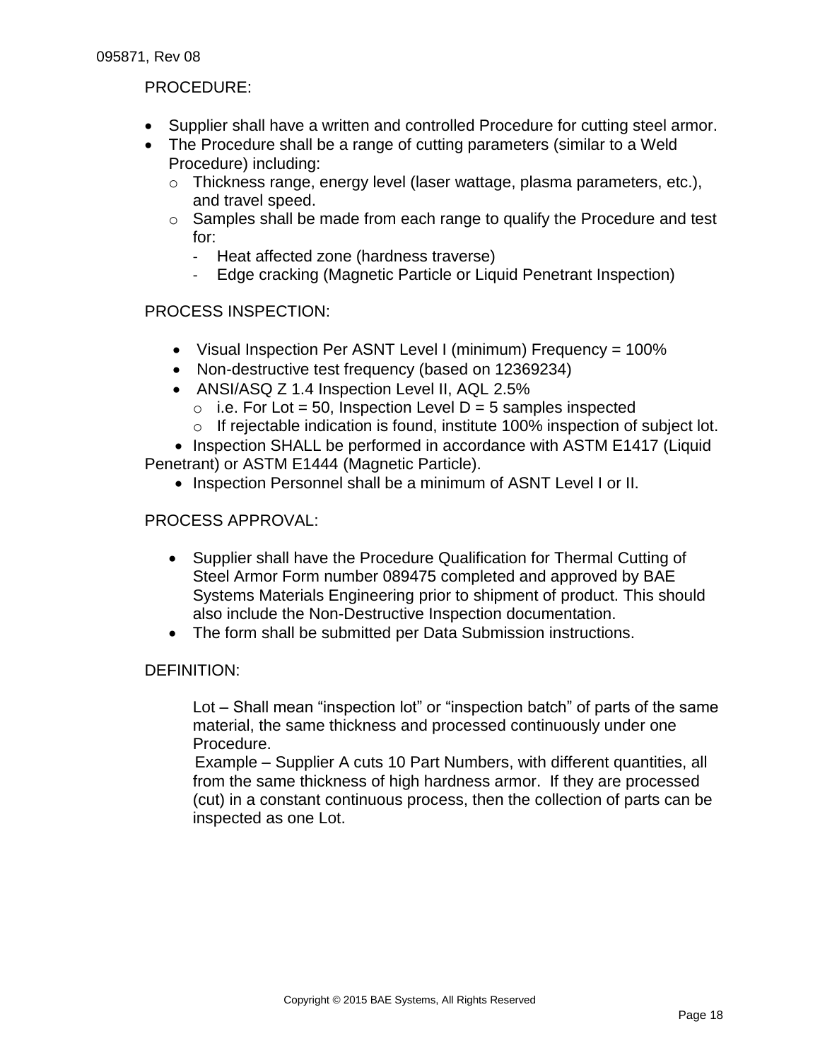PROCEDURE:

- Supplier shall have a written and controlled Procedure for cutting steel armor.
- The Procedure shall be a range of cutting parameters (similar to a Weld Procedure) including:
  - Thickness range, energy level (laser wattage, plasma parameters, etc.), and travel speed.
  - Samples shall be made from each range to qualify the Procedure and test for:
    - Heat affected zone (hardness traverse)
    - Edge cracking (Magnetic Particle or Liquid Penetrant Inspection)

PROCESS INSPECTION:

- Visual Inspection Per ASNT Level I (minimum) Frequency = 100%
- Non-destructive test frequency (based on 12369234)
- ANSI/ASQ Z 1.4 Inspection Level II, AQL 2.5%
  - i.e. For Lot = 50, Inspection Level D = 5 samples inspected
  - If rejectable indication is found, institute 100% inspection of subject lot.
- Inspection SHALL be performed in accordance with ASTM E1417 (Liquid Penetrant) or ASTM E1444 (Magnetic Particle).
- Inspection Personnel shall be a minimum of ASNT Level I or II.

PROCESS APPROVAL:

- Supplier shall have the Procedure Qualification for Thermal Cutting of Steel Armor Form number 089475 completed and approved by BAE Systems Materials Engineering prior to shipment of product. This should also include the Non-Destructive Inspection documentation.
- The form shall be submitted per Data Submission instructions.

DEFINITION:

Lot – Shall mean "inspection lot" or "inspection batch" of parts of the same material, the same thickness and processed continuously under one Procedure.

Example – Supplier A cuts 10 Part Numbers, with different quantities, all from the same thickness of high hardness armor. If they are processed (cut) in a constant continuous process, then the collection of parts can be inspected as one Lot.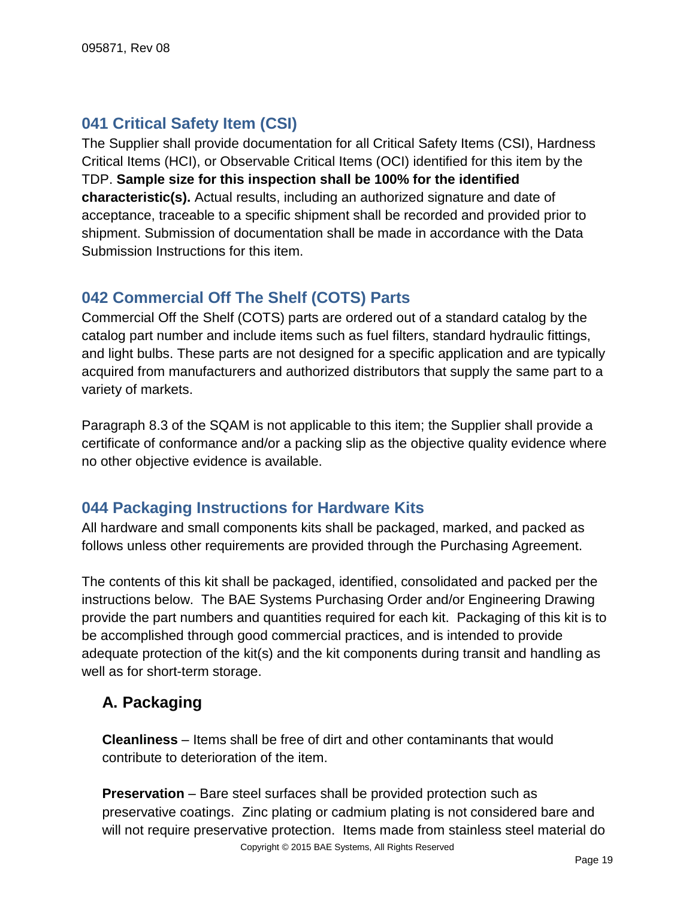## 041 Critical Safety Item (CSI)

The Supplier shall provide documentation for all Critical Safety Items (CSI), Hardness Critical Items (HCI), or Observable Critical Items (OCI) identified for this item by the TDP. **Sample size for this inspection shall be 100% for the identified characteristic(s).** Actual results, including an authorized signature and date of acceptance, traceable to a specific shipment shall be recorded and provided prior to shipment. Submission of documentation shall be made in accordance with the Data Submission Instructions for this item.

## 042 Commercial Off The Shelf (COTS) Parts

Commercial Off the Shelf (COTS) parts are ordered out of a standard catalog by the catalog part number and include items such as fuel filters, standard hydraulic fittings, and light bulbs. These parts are not designed for a specific application and are typically acquired from manufacturers and authorized distributors that supply the same part to a variety of markets.

Paragraph 8.3 of the SQAM is not applicable to this item; the Supplier shall provide a certificate of conformance and/or a packing slip as the objective quality evidence where no other objective evidence is available.

## 044 Packaging Instructions for Hardware Kits

All hardware and small components kits shall be packaged, marked, and packed as follows unless other requirements are provided through the Purchasing Agreement.

The contents of this kit shall be packaged, identified, consolidated and packed per the instructions below. The BAE Systems Purchasing Order and/or Engineering Drawing provide the part numbers and quantities required for each kit. Packaging of this kit is to be accomplished through good commercial practices, and is intended to provide adequate protection of the kit(s) and the kit components during transit and handling as well as for short-term storage.

### A. Packaging

**Cleanliness** – Items shall be free of dirt and other contaminants that would contribute to deterioration of the item.

**Preservation** – Bare steel surfaces shall be provided protection such as preservative coatings. Zinc plating or cadmium plating is not considered bare and will not require preservative protection. Items made from stainless steel material do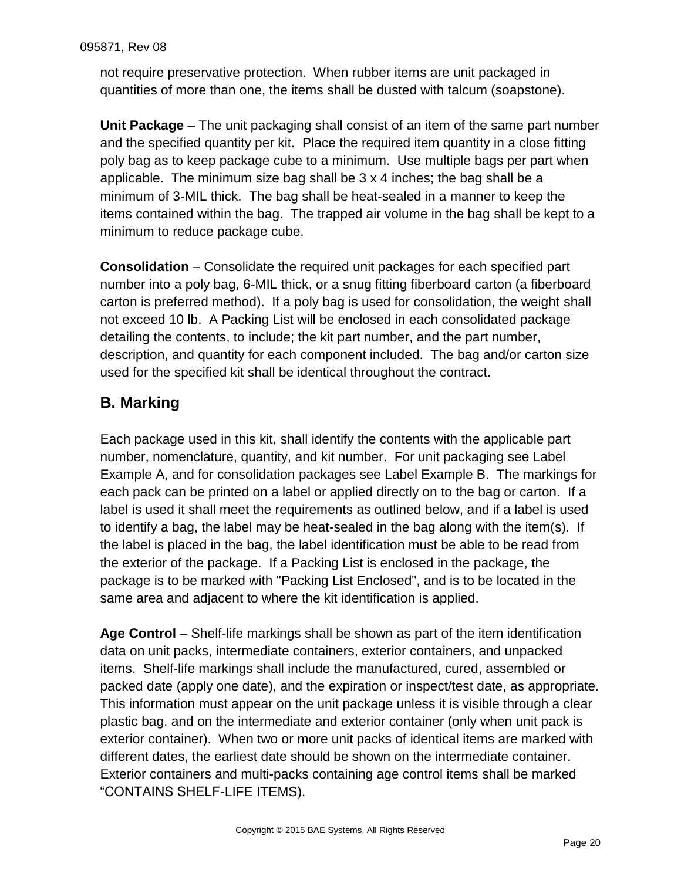not require preservative protection.  When rubber items are unit packaged in quantities of more than one, the items shall be dusted with talcum (soapstone).

**Unit Package** – The unit packaging shall consist of an item of the same part number and the specified quantity per kit.  Place the required item quantity in a close fitting poly bag as to keep package cube to a minimum.  Use multiple bags per part when applicable.  The minimum size bag shall be 3 x 4 inches; the bag shall be a minimum of 3-MIL thick.  The bag shall be heat-sealed in a manner to keep the items contained within the bag.  The trapped air volume in the bag shall be kept to a minimum to reduce package cube.

**Consolidation** – Consolidate the required unit packages for each specified part number into a poly bag, 6-MIL thick, or a snug fitting fiberboard carton (a fiberboard carton is preferred method).  If a poly bag is used for consolidation, the weight shall not exceed 10 lb.  A Packing List will be enclosed in each consolidated package detailing the contents, to include; the kit part number, and the part number, description, and quantity for each component included.  The bag and/or carton size used for the specified kit shall be identical throughout the contract.

## B. Marking

Each package used in this kit, shall identify the contents with the applicable part number, nomenclature, quantity, and kit number.  For unit packaging see Label Example A, and for consolidation packages see Label Example B.  The markings for each pack can be printed on a label or applied directly on to the bag or carton.  If a label is used it shall meet the requirements as outlined below, and if a label is used to identify a bag, the label may be heat-sealed in the bag along with the item(s).  If the label is placed in the bag, the label identification must be able to be read from the exterior of the package.  If a Packing List is enclosed in the package, the package is to be marked with "Packing List Enclosed", and is to be located in the same area and adjacent to where the kit identification is applied.

**Age Control** – Shelf-life markings shall be shown as part of the item identification data on unit packs, intermediate containers, exterior containers, and unpacked items.  Shelf-life markings shall include the manufactured, cured, assembled or packed date (apply one date), and the expiration or inspect/test date, as appropriate.  This information must appear on the unit package unless it is visible through a clear plastic bag, and on the intermediate and exterior container (only when unit pack is exterior container).  When two or more unit packs of identical items are marked with different dates, the earliest date should be shown on the intermediate container.  Exterior containers and multi-packs containing age control items shall be marked “CONTAINS SHELF-LIFE ITEMS).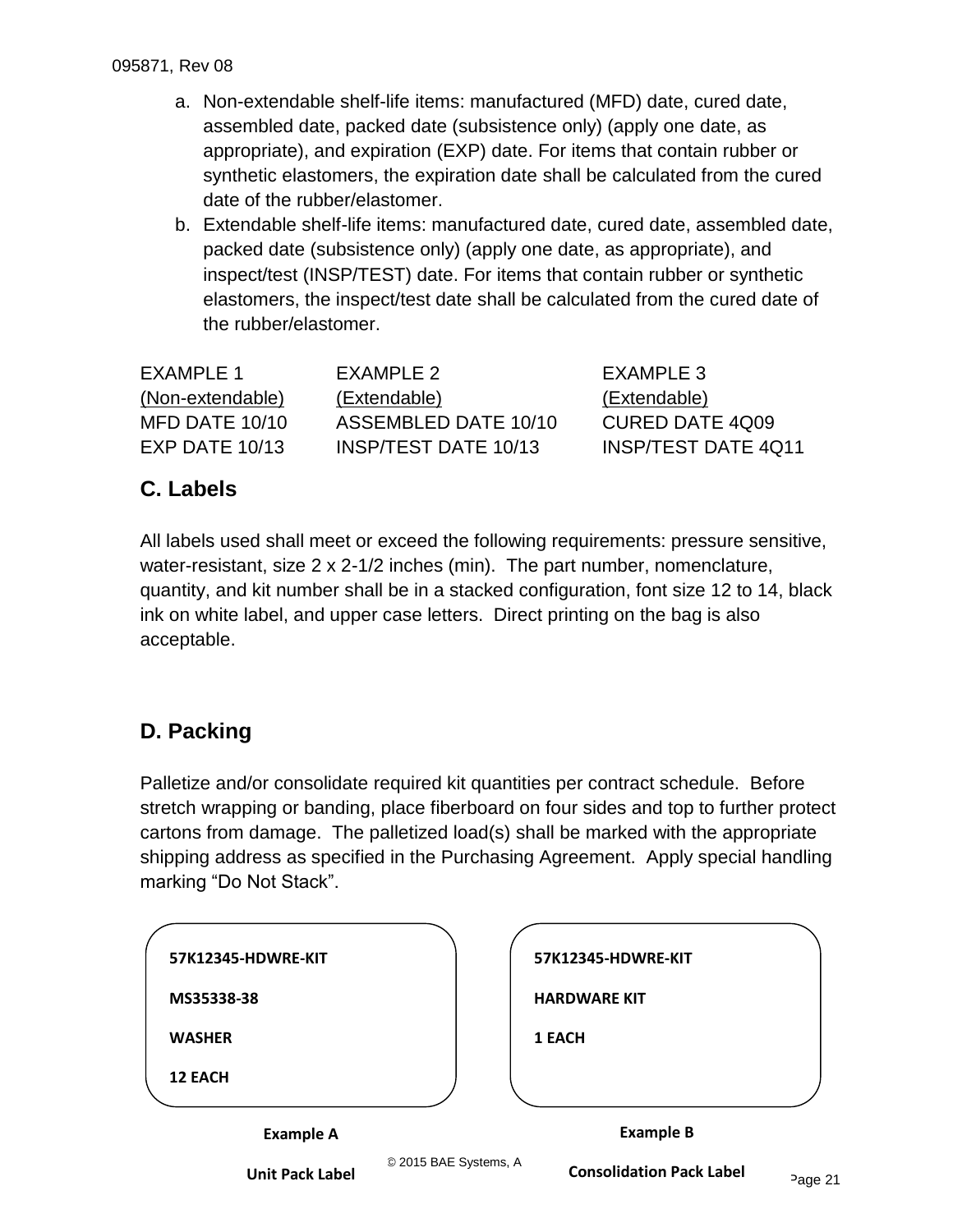a. Non-extendable shelf-life items: manufactured (MFD) date, cured date, assembled date, packed date (subsistence only) (apply one date, as appropriate), and expiration (EXP) date. For items that contain rubber or synthetic elastomers, the expiration date shall be calculated from the cured date of the rubber/elastomer.
b. Extendable shelf-life items: manufactured date, cured date, assembled date, packed date (subsistence only) (apply one date, as appropriate), and inspect/test (INSP/TEST) date. For items that contain rubber or synthetic elastomers, the inspect/test date shall be calculated from the cured date of the rubber/elastomer.

| EXAMPLE 1 | EXAMPLE 2 | EXAMPLE 3 |
|---|---|---|
| (Non-extendable) | (Extendable) | (Extendable) |
| MFD DATE 10/10 | ASSEMBLED DATE 10/10 | CURED DATE 4Q09 |
| EXP DATE 10/13 | INSP/TEST DATE 10/13 | INSP/TEST DATE 4Q11 |

## C. Labels

All labels used shall meet or exceed the following requirements: pressure sensitive, water-resistant, size 2 x 2-1/2 inches (min). The part number, nomenclature, quantity, and kit number shall be in a stacked configuration, font size 12 to 14, black ink on white label, and upper case letters. Direct printing on the bag is also acceptable.

## D. Packing

Palletize and/or consolidate required kit quantities per contract schedule. Before stretch wrapping or banding, place fiberboard on four sides and top to further protect cartons from damage. The palletized load(s) shall be marked with the appropriate shipping address as specified in the Purchasing Agreement. Apply special handling marking “Do Not Stack”.

**57K12345-HDWRE-KIT**

**MS35338-38**

**WASHER**

**12 EACH**

**Example A**

**Unit Pack Label**

**57K12345-HDWRE-KIT**

**HARDWARE KIT**

**1 EACH**

**Example B**

**Consolidation Pack Label**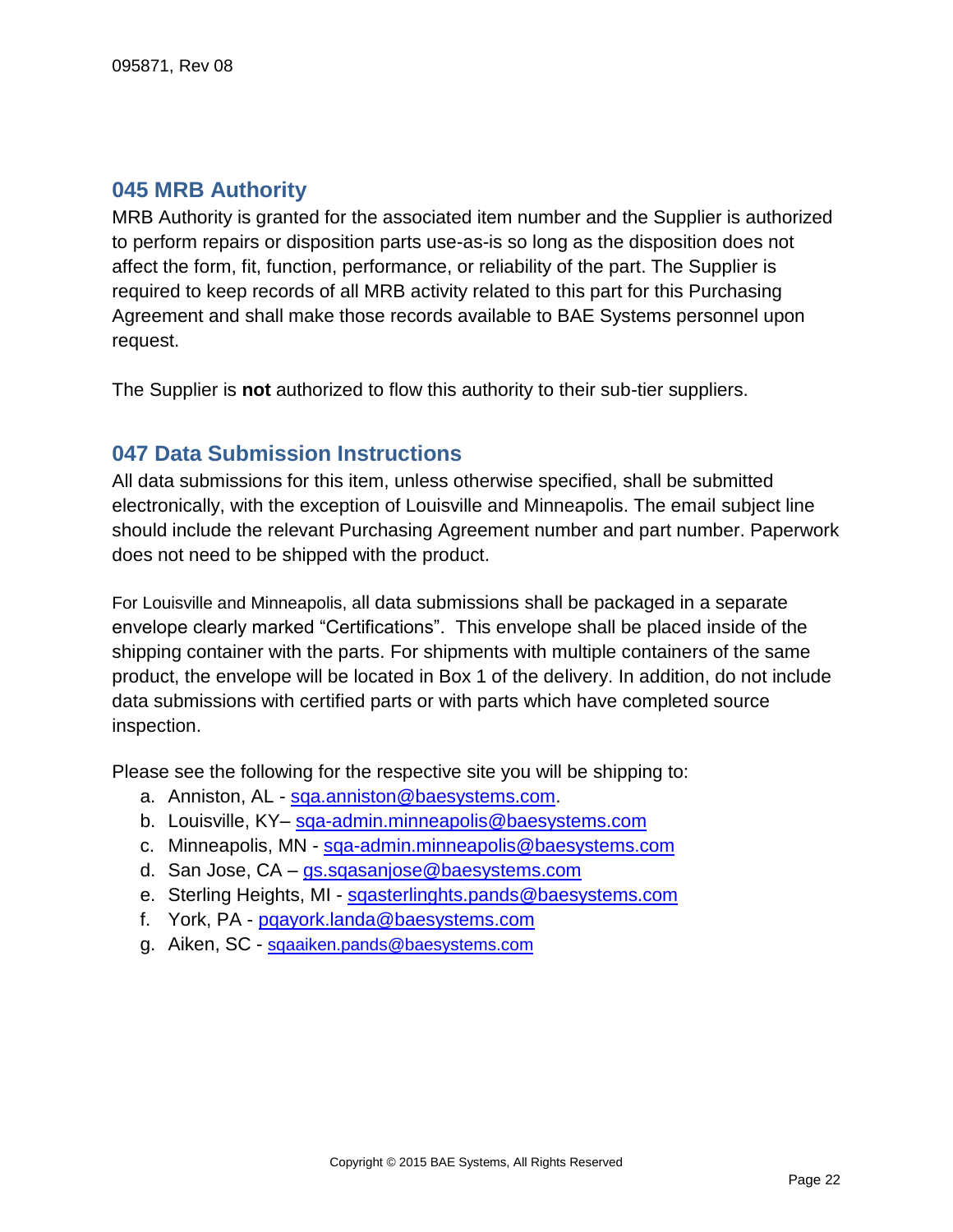## 045 MRB Authority

MRB Authority is granted for the associated item number and the Supplier is authorized to perform repairs or disposition parts use-as-is so long as the disposition does not affect the form, fit, function, performance, or reliability of the part. The Supplier is required to keep records of all MRB activity related to this part for this Purchasing Agreement and shall make those records available to BAE Systems personnel upon request.

The Supplier is **not** authorized to flow this authority to their sub-tier suppliers.

## 047 Data Submission Instructions

All data submissions for this item, unless otherwise specified, shall be submitted electronically, with the exception of Louisville and Minneapolis. The email subject line should include the relevant Purchasing Agreement number and part number. Paperwork does not need to be shipped with the product.

For Louisville and Minneapolis, all data submissions shall be packaged in a separate envelope clearly marked "Certifications". This envelope shall be placed inside of the shipping container with the parts. For shipments with multiple containers of the same product, the envelope will be located in Box 1 of the delivery. In addition, do not include data submissions with certified parts or with parts which have completed source inspection.

Please see the following for the respective site you will be shipping to:

a. Anniston, AL - sqa.anniston@baesystems.com.
b. Louisville, KY– sqa-admin.minneapolis@baesystems.com
c. Minneapolis, MN - sqa-admin.minneapolis@baesystems.com
d. San Jose, CA – gs.sqasanjose@baesystems.com
e. Sterling Heights, MI - sqasterlinghts.pands@baesystems.com
f. York, PA - pqayork.landa@baesystems.com
g. Aiken, SC - sqaaiken.pands@baesystems.com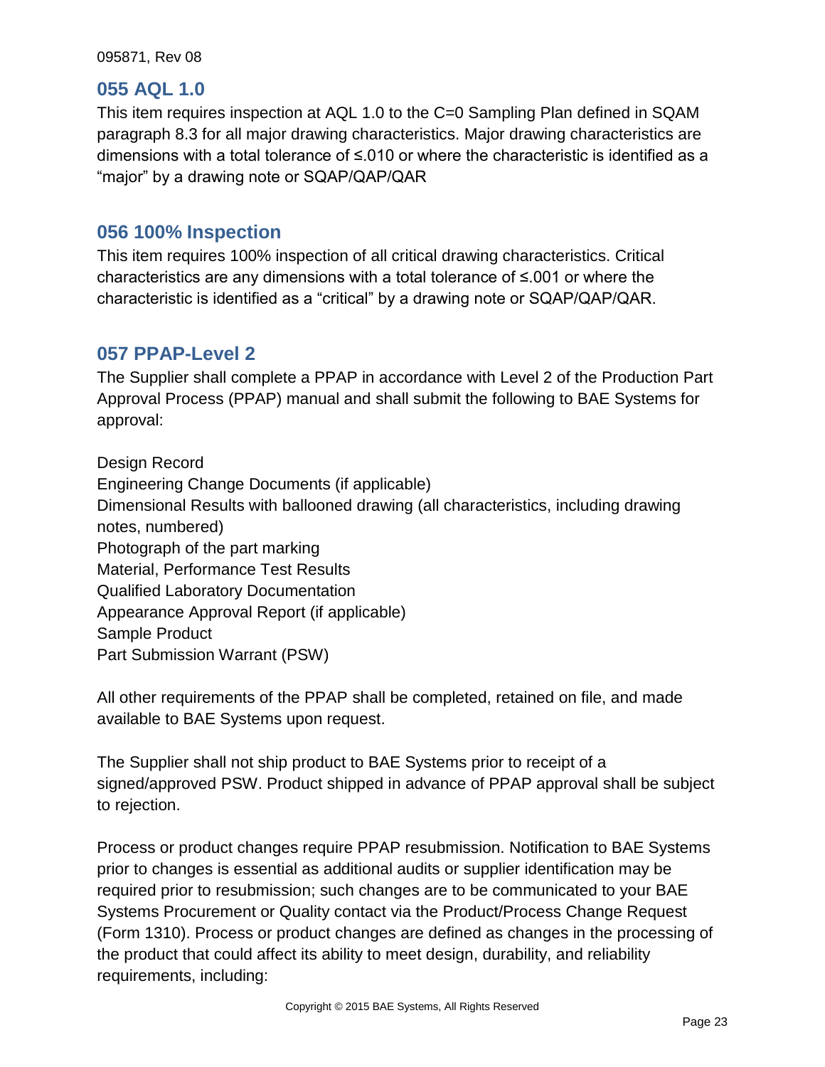## 055 AQL 1.0

This item requires inspection at AQL 1.0 to the C=0 Sampling Plan defined in SQAM paragraph 8.3 for all major drawing characteristics. Major drawing characteristics are dimensions with a total tolerance of ≤.010 or where the characteristic is identified as a “major” by a drawing note or SQAP/QAP/QAR

## 056 100% Inspection

This item requires 100% inspection of all critical drawing characteristics. Critical characteristics are any dimensions with a total tolerance of ≤.001 or where the characteristic is identified as a “critical” by a drawing note or SQAP/QAP/QAR.

## 057 PPAP-Level 2

The Supplier shall complete a PPAP in accordance with Level 2 of the Production Part Approval Process (PPAP) manual and shall submit the following to BAE Systems for approval:

Design Record
Engineering Change Documents (if applicable)
Dimensional Results with ballooned drawing (all characteristics, including drawing notes, numbered)
Photograph of the part marking
Material, Performance Test Results
Qualified Laboratory Documentation
Appearance Approval Report (if applicable)
Sample Product
Part Submission Warrant (PSW)

All other requirements of the PPAP shall be completed, retained on file, and made available to BAE Systems upon request.

The Supplier shall not ship product to BAE Systems prior to receipt of a signed/approved PSW. Product shipped in advance of PPAP approval shall be subject to rejection.

Process or product changes require PPAP resubmission. Notification to BAE Systems prior to changes is essential as additional audits or supplier identification may be required prior to resubmission; such changes are to be communicated to your BAE Systems Procurement or Quality contact via the Product/Process Change Request (Form 1310). Process or product changes are defined as changes in the processing of the product that could affect its ability to meet design, durability, and reliability requirements, including: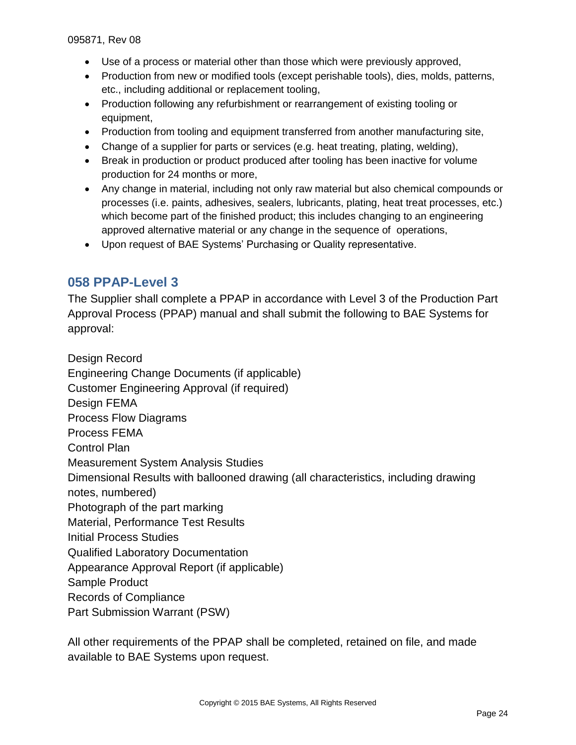- Use of a process or material other than those which were previously approved,
- Production from new or modified tools (except perishable tools), dies, molds, patterns, etc., including additional or replacement tooling,
- Production following any refurbishment or rearrangement of existing tooling or equipment,
- Production from tooling and equipment transferred from another manufacturing site,
- Change of a supplier for parts or services (e.g. heat treating, plating, welding),
- Break in production or product produced after tooling has been inactive for volume production for 24 months or more,
- Any change in material, including not only raw material but also chemical compounds or processes (i.e. paints, adhesives, sealers, lubricants, plating, heat treat processes, etc.) which become part of the finished product; this includes changing to an engineering approved alternative material or any change in the sequence of operations,
- Upon request of BAE Systems' Purchasing or Quality representative.

## 058 PPAP-Level 3

The Supplier shall complete a PPAP in accordance with Level 3 of the Production Part Approval Process (PPAP) manual and shall submit the following to BAE Systems for approval:

Design Record
Engineering Change Documents (if applicable)
Customer Engineering Approval (if required)
Design FEMA
Process Flow Diagrams
Process FEMA
Control Plan
Measurement System Analysis Studies
Dimensional Results with ballooned drawing (all characteristics, including drawing notes, numbered)
Photograph of the part marking
Material, Performance Test Results
Initial Process Studies
Qualified Laboratory Documentation
Appearance Approval Report (if applicable)
Sample Product
Records of Compliance
Part Submission Warrant (PSW)

All other requirements of the PPAP shall be completed, retained on file, and made available to BAE Systems upon request.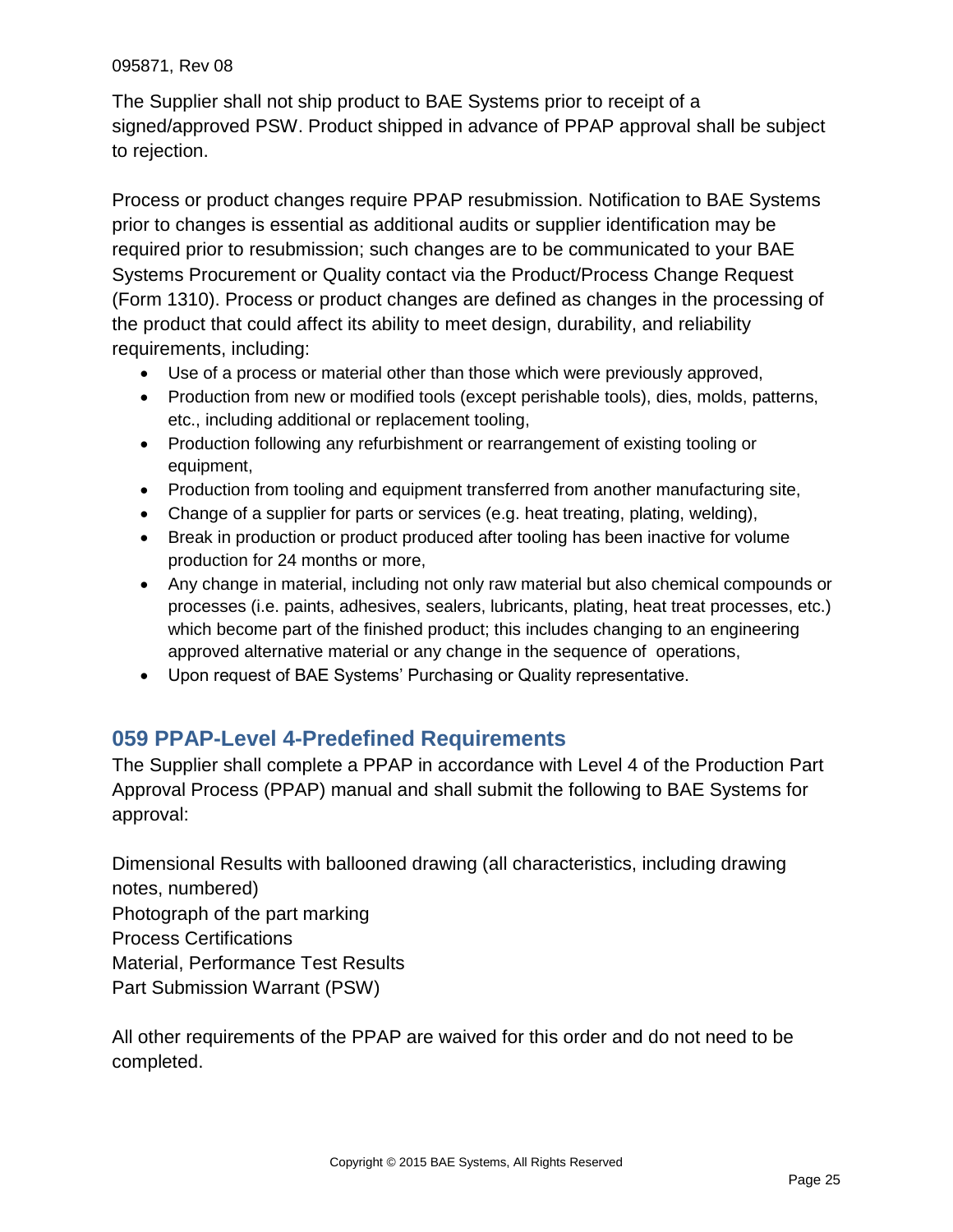The Supplier shall not ship product to BAE Systems prior to receipt of a signed/approved PSW. Product shipped in advance of PPAP approval shall be subject to rejection.

Process or product changes require PPAP resubmission. Notification to BAE Systems prior to changes is essential as additional audits or supplier identification may be required prior to resubmission; such changes are to be communicated to your BAE Systems Procurement or Quality contact via the Product/Process Change Request (Form 1310). Process or product changes are defined as changes in the processing of the product that could affect its ability to meet design, durability, and reliability requirements, including:

- Use of a process or material other than those which were previously approved,
- Production from new or modified tools (except perishable tools), dies, molds, patterns, etc., including additional or replacement tooling,
- Production following any refurbishment or rearrangement of existing tooling or equipment,
- Production from tooling and equipment transferred from another manufacturing site,
- Change of a supplier for parts or services (e.g. heat treating, plating, welding),
- Break in production or product produced after tooling has been inactive for volume production for 24 months or more,
- Any change in material, including not only raw material but also chemical compounds or processes (i.e. paints, adhesives, sealers, lubricants, plating, heat treat processes, etc.) which become part of the finished product; this includes changing to an engineering approved alternative material or any change in the sequence of operations,
- Upon request of BAE Systems' Purchasing or Quality representative.

## 059 PPAP-Level 4-Predefined Requirements

The Supplier shall complete a PPAP in accordance with Level 4 of the Production Part Approval Process (PPAP) manual and shall submit the following to BAE Systems for approval:

Dimensional Results with ballooned drawing (all characteristics, including drawing notes, numbered)
Photograph of the part marking
Process Certifications
Material, Performance Test Results
Part Submission Warrant (PSW)

All other requirements of the PPAP are waived for this order and do not need to be completed.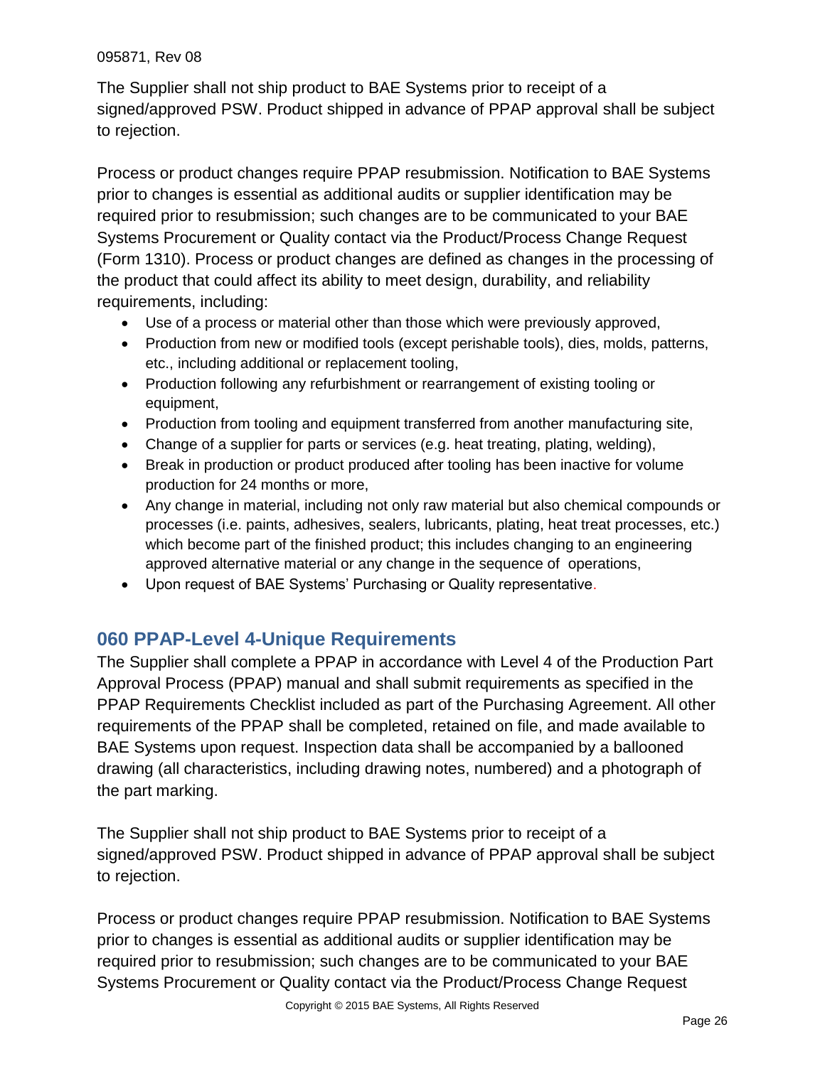The Supplier shall not ship product to BAE Systems prior to receipt of a signed/approved PSW. Product shipped in advance of PPAP approval shall be subject to rejection.

Process or product changes require PPAP resubmission. Notification to BAE Systems prior to changes is essential as additional audits or supplier identification may be required prior to resubmission; such changes are to be communicated to your BAE Systems Procurement or Quality contact via the Product/Process Change Request (Form 1310). Process or product changes are defined as changes in the processing of the product that could affect its ability to meet design, durability, and reliability requirements, including:

- Use of a process or material other than those which were previously approved,
- Production from new or modified tools (except perishable tools), dies, molds, patterns, etc., including additional or replacement tooling,
- Production following any refurbishment or rearrangement of existing tooling or equipment,
- Production from tooling and equipment transferred from another manufacturing site,
- Change of a supplier for parts or services (e.g. heat treating, plating, welding),
- Break in production or product produced after tooling has been inactive for volume production for 24 months or more,
- Any change in material, including not only raw material but also chemical compounds or processes (i.e. paints, adhesives, sealers, lubricants, plating, heat treat processes, etc.) which become part of the finished product; this includes changing to an engineering approved alternative material or any change in the sequence of operations,
- Upon request of BAE Systems' Purchasing or Quality representative.

## 060 PPAP-Level 4-Unique Requirements

The Supplier shall complete a PPAP in accordance with Level 4 of the Production Part Approval Process (PPAP) manual and shall submit requirements as specified in the PPAP Requirements Checklist included as part of the Purchasing Agreement. All other requirements of the PPAP shall be completed, retained on file, and made available to BAE Systems upon request. Inspection data shall be accompanied by a ballooned drawing (all characteristics, including drawing notes, numbered) and a photograph of the part marking.

The Supplier shall not ship product to BAE Systems prior to receipt of a signed/approved PSW. Product shipped in advance of PPAP approval shall be subject to rejection.

Process or product changes require PPAP resubmission. Notification to BAE Systems prior to changes is essential as additional audits or supplier identification may be required prior to resubmission; such changes are to be communicated to your BAE Systems Procurement or Quality contact via the Product/Process Change Request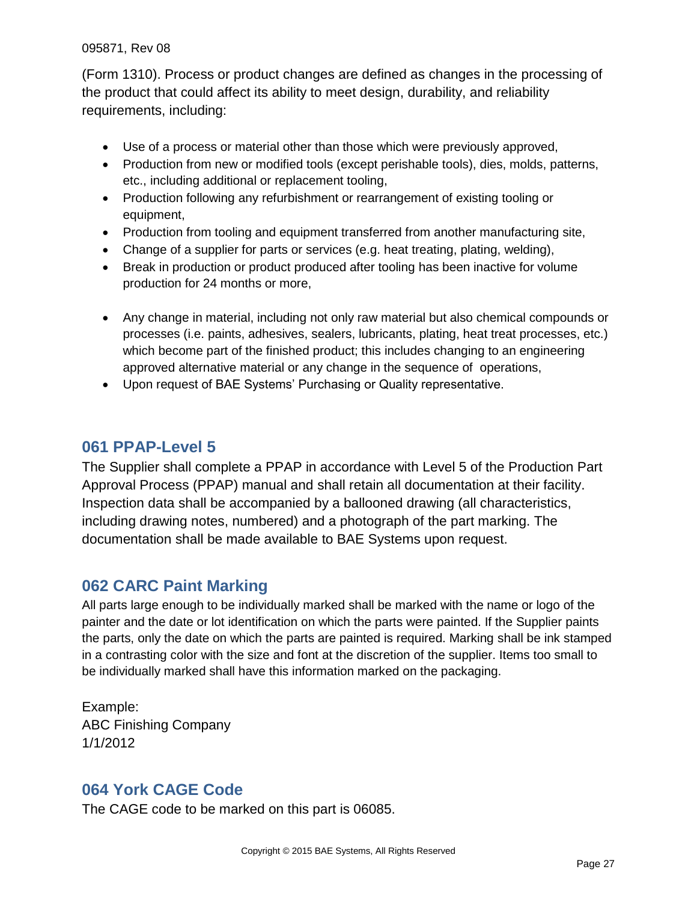(Form 1310). Process or product changes are defined as changes in the processing of the product that could affect its ability to meet design, durability, and reliability requirements, including:

- Use of a process or material other than those which were previously approved,
- Production from new or modified tools (except perishable tools), dies, molds, patterns, etc., including additional or replacement tooling,
- Production following any refurbishment or rearrangement of existing tooling or equipment,
- Production from tooling and equipment transferred from another manufacturing site,
- Change of a supplier for parts or services (e.g. heat treating, plating, welding),
- Break in production or product produced after tooling has been inactive for volume production for 24 months or more,
- Any change in material, including not only raw material but also chemical compounds or processes (i.e. paints, adhesives, sealers, lubricants, plating, heat treat processes, etc.) which become part of the finished product; this includes changing to an engineering approved alternative material or any change in the sequence of operations,
- Upon request of BAE Systems' Purchasing or Quality representative.

## 061 PPAP-Level 5

The Supplier shall complete a PPAP in accordance with Level 5 of the Production Part Approval Process (PPAP) manual and shall retain all documentation at their facility. Inspection data shall be accompanied by a ballooned drawing (all characteristics, including drawing notes, numbered) and a photograph of the part marking. The documentation shall be made available to BAE Systems upon request.

## 062 CARC Paint Marking

All parts large enough to be individually marked shall be marked with the name or logo of the painter and the date or lot identification on which the parts were painted. If the Supplier paints the parts, only the date on which the parts are painted is required. Marking shall be ink stamped in a contrasting color with the size and font at the discretion of the supplier. Items too small to be individually marked shall have this information marked on the packaging.

Example:
ABC Finishing Company
1/1/2012

## 064 York CAGE Code

The CAGE code to be marked on this part is 06085.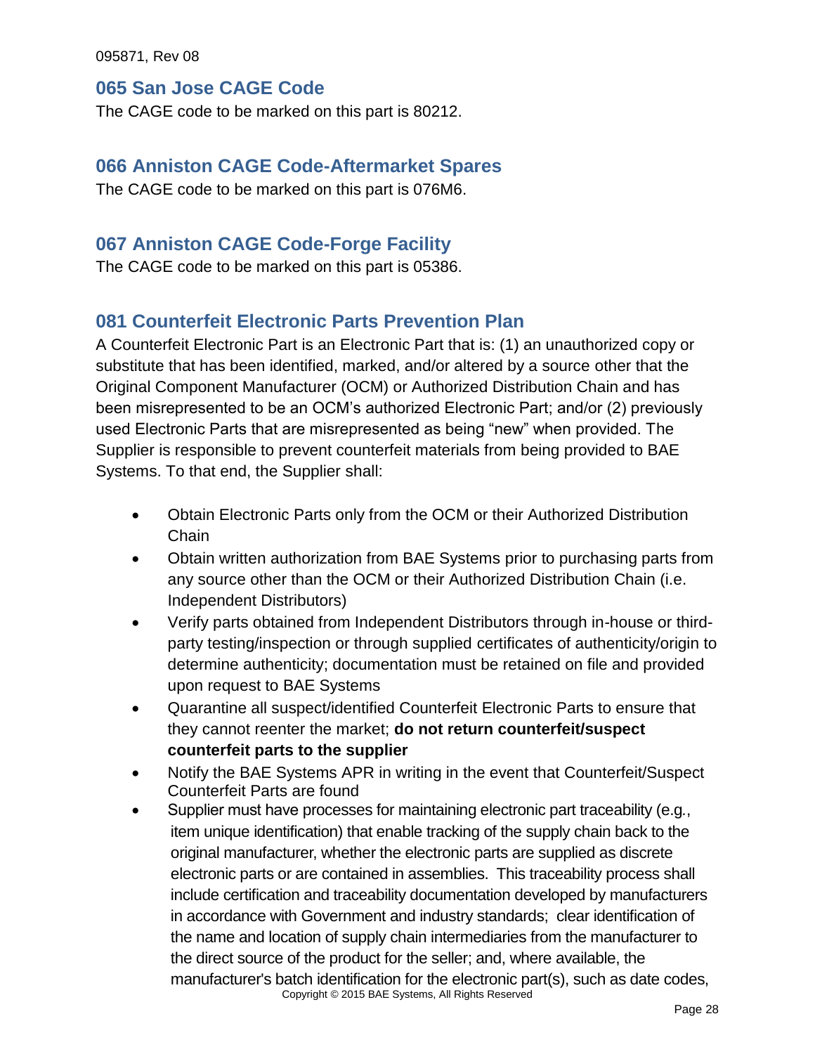## 065 San Jose CAGE Code

The CAGE code to be marked on this part is 80212.

## 066 Anniston CAGE Code-Aftermarket Spares

The CAGE code to be marked on this part is 076M6.

## 067 Anniston CAGE Code-Forge Facility

The CAGE code to be marked on this part is 05386.

## 081 Counterfeit Electronic Parts Prevention Plan

A Counterfeit Electronic Part is an Electronic Part that is: (1) an unauthorized copy or substitute that has been identified, marked, and/or altered by a source other that the Original Component Manufacturer (OCM) or Authorized Distribution Chain and has been misrepresented to be an OCM's authorized Electronic Part; and/or (2) previously used Electronic Parts that are misrepresented as being "new" when provided. The Supplier is responsible to prevent counterfeit materials from being provided to BAE Systems. To that end, the Supplier shall:

- Obtain Electronic Parts only from the OCM or their Authorized Distribution Chain
- Obtain written authorization from BAE Systems prior to purchasing parts from any source other than the OCM or their Authorized Distribution Chain (i.e. Independent Distributors)
- Verify parts obtained from Independent Distributors through in-house or third-party testing/inspection or through supplied certificates of authenticity/origin to determine authenticity; documentation must be retained on file and provided upon request to BAE Systems
- Quarantine all suspect/identified Counterfeit Electronic Parts to ensure that they cannot reenter the market; **do not return counterfeit/suspect counterfeit parts to the supplier**
- Notify the BAE Systems APR in writing in the event that Counterfeit/Suspect Counterfeit Parts are found
- Supplier must have processes for maintaining electronic part traceability (e.g., item unique identification) that enable tracking of the supply chain back to the original manufacturer, whether the electronic parts are supplied as discrete electronic parts or are contained in assemblies. This traceability process shall include certification and traceability documentation developed by manufacturers in accordance with Government and industry standards; clear identification of the name and location of supply chain intermediaries from the manufacturer to the direct source of the product for the seller; and, where available, the manufacturer's batch identification for the electronic part(s), such as date codes,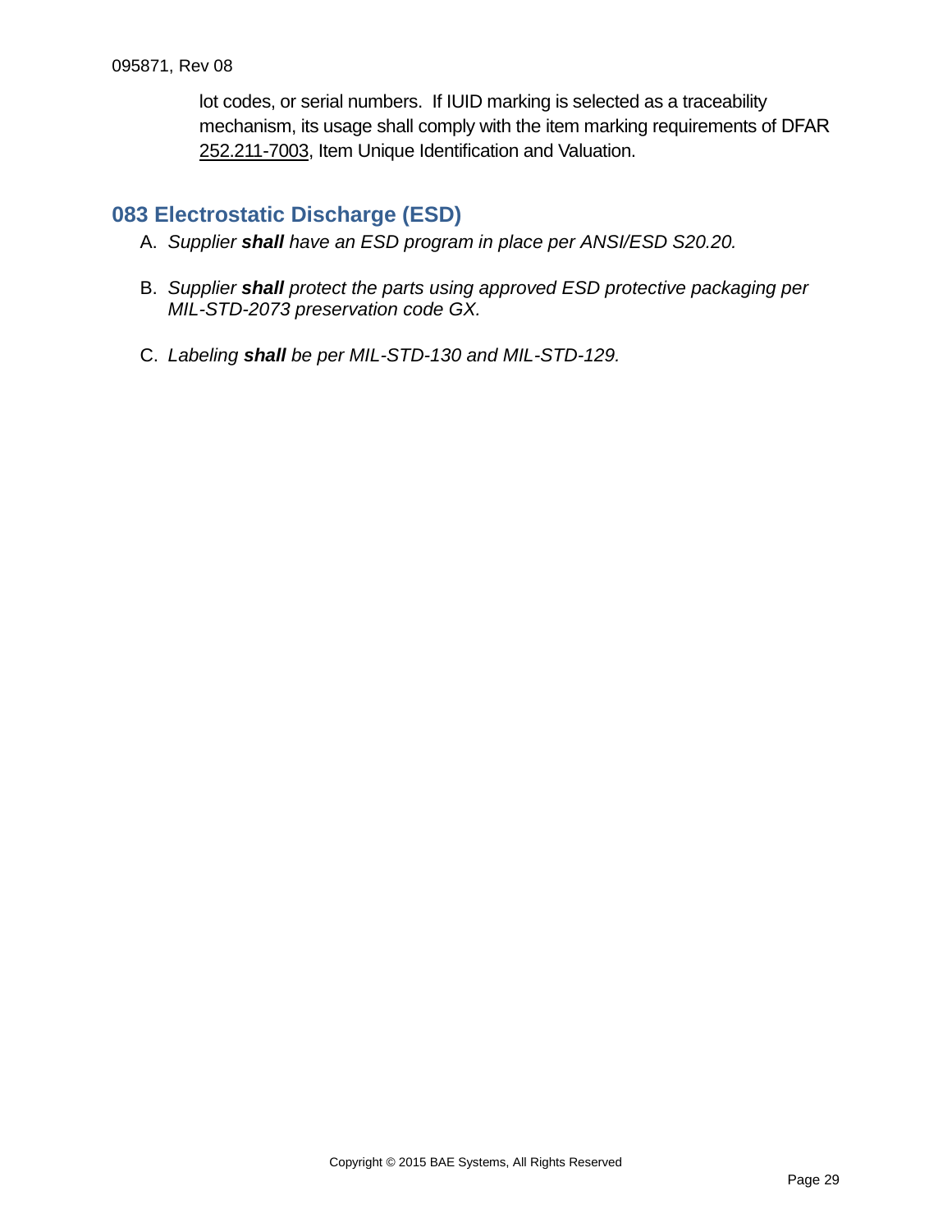lot codes, or serial numbers. If IUID marking is selected as a traceability mechanism, its usage shall comply with the item marking requirements of DFAR 252.211-7003, Item Unique Identification and Valuation.

## 083 Electrostatic Discharge (ESD)

A. *Supplier **shall** have an ESD program in place per ANSI/ESD S20.20.*

B. *Supplier **shall** protect the parts using approved ESD protective packaging per MIL-STD-2073 preservation code GX.*

C. *Labeling **shall** be per MIL-STD-130 and MIL-STD-129.*